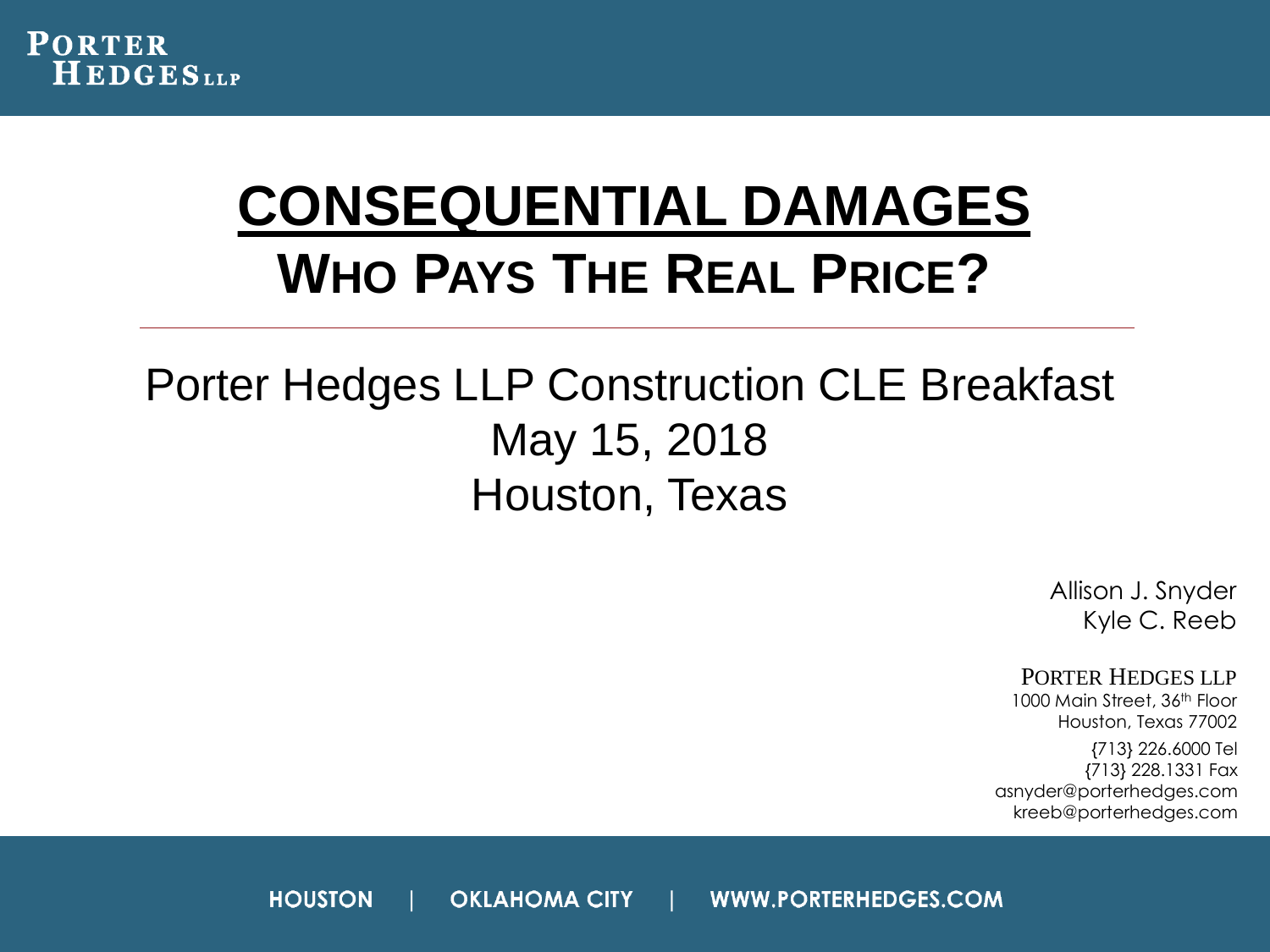**PORTER HEDGES LLP**

# CONSEQUENTIAL DAMAGES

## WHO PAYS THE REAL PRICE?

---

Porter Hedges LLP Construction CLE Breakfast
May 15, 2018
Houston, Texas

Allison J. Snyder
Kyle C. Reeb

PORTER HEDGES LLP
1000 Main Street, 36th Floor
Houston, Texas 77002
{713} 226.6000 Tel
{713} 228.1331 Fax
asnyder@porterhedges.com
kreeb@porterhedges.com

HOUSTON | OKLAHOMA CITY | WWW.PORTERHEDGES.COM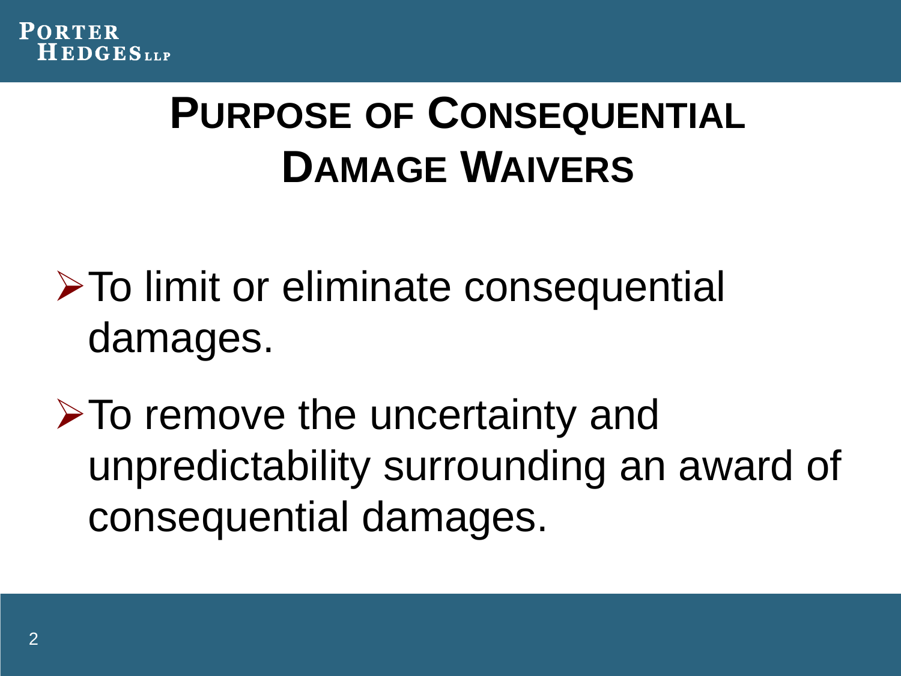# Purpose of Consequential Damage Waivers

- To limit or eliminate consequential damages.
- To remove the uncertainty and unpredictability surrounding an award of consequential damages.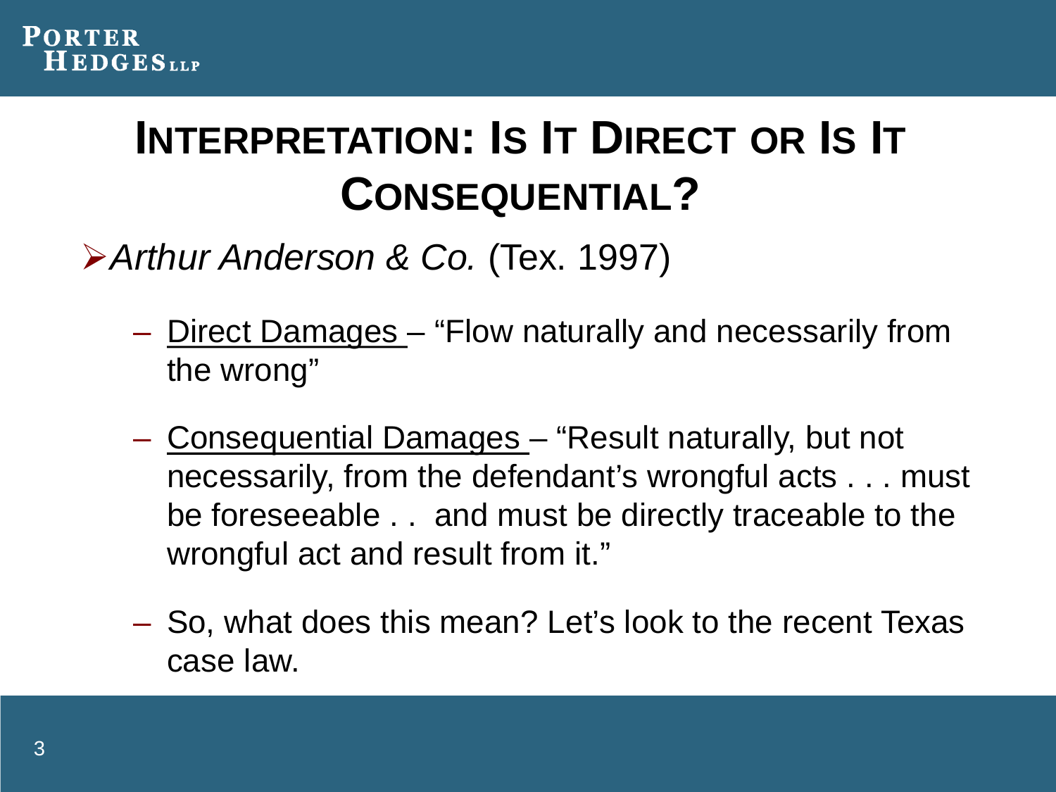# INTERPRETATION: IS IT DIRECT OR IS IT CONSEQUENTIAL?

- *Arthur Anderson & Co.* (Tex. 1997)
  - Direct Damages – "Flow naturally and necessarily from the wrong"
  - Consequential Damages – "Result naturally, but not necessarily, from the defendant's wrongful acts . . . must be foreseeable . . and must be directly traceable to the wrongful act and result from it."
  - So, what does this mean? Let's look to the recent Texas case law.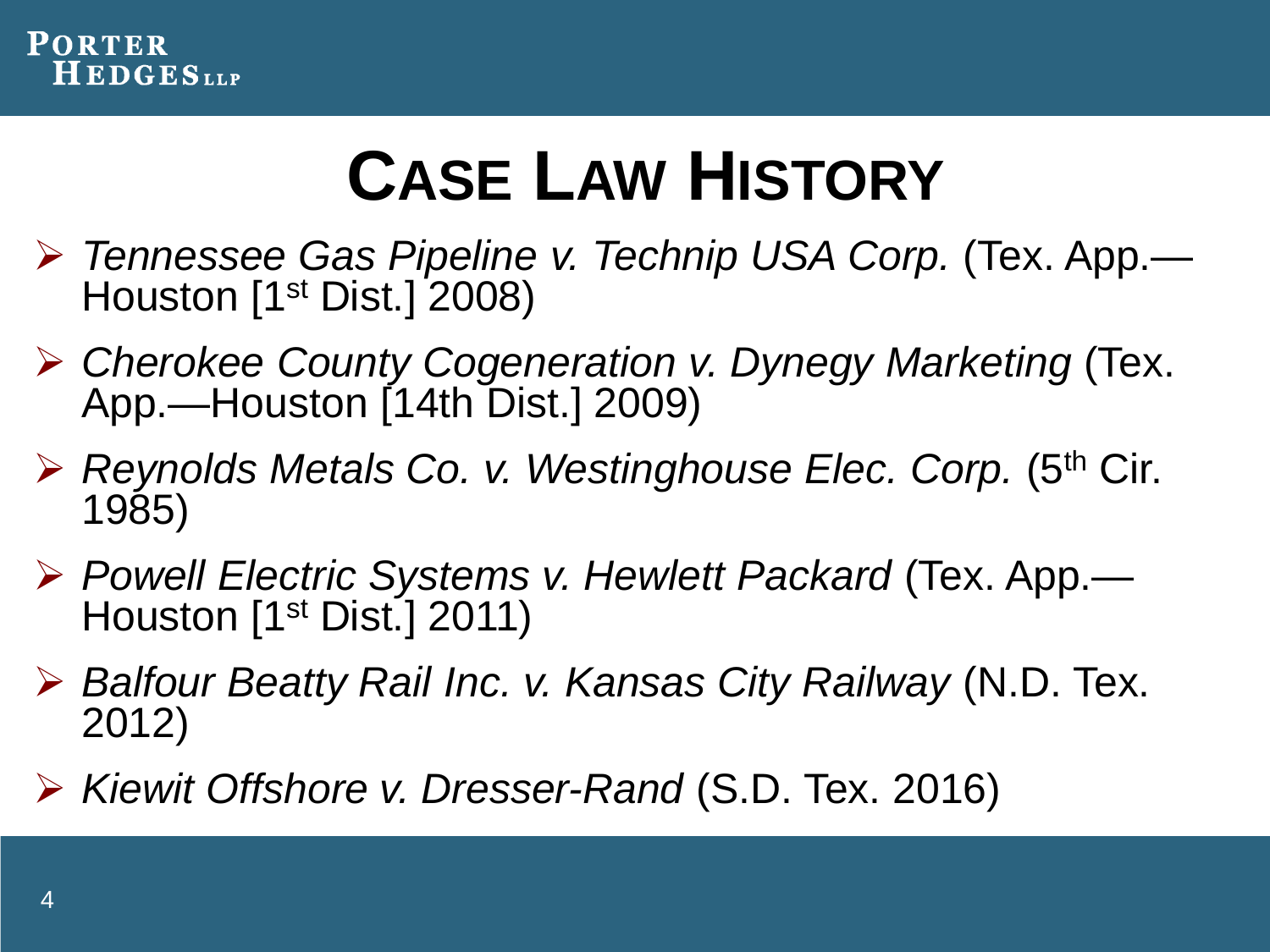# CASE LAW HISTORY

- *Tennessee Gas Pipeline v. Technip USA Corp.* (Tex. App.—Houston [1st Dist.] 2008)
- *Cherokee County Cogeneration v. Dynegy Marketing* (Tex. App.—Houston [14th Dist.] 2009)
- *Reynolds Metals Co. v. Westinghouse Elec. Corp.* (5th Cir. 1985)
- *Powell Electric Systems v. Hewlett Packard* (Tex. App.—Houston [1st Dist.] 2011)
- *Balfour Beatty Rail Inc. v. Kansas City Railway* (N.D. Tex. 2012)
- *Kiewit Offshore v. Dresser-Rand* (S.D. Tex. 2016)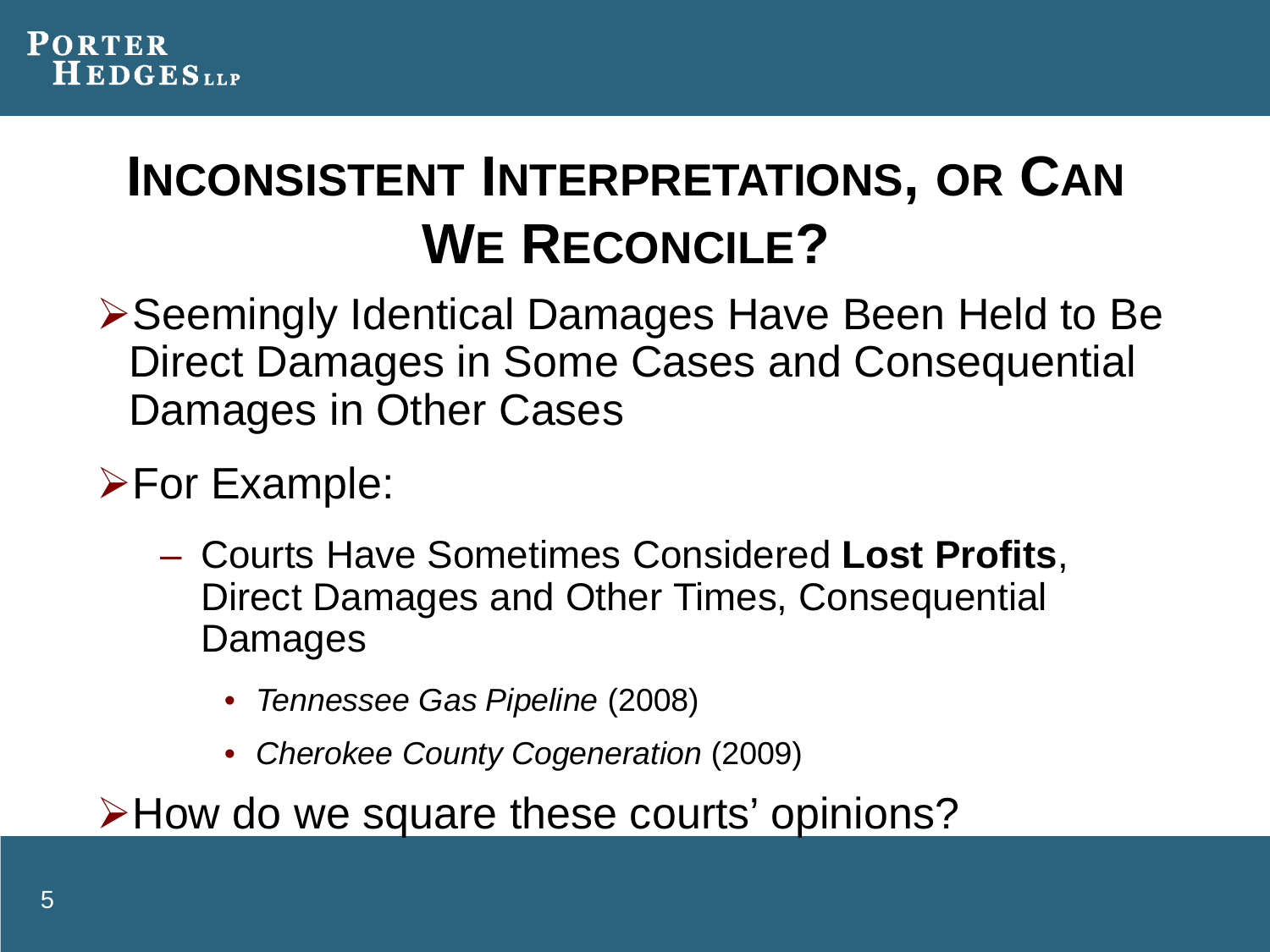# INCONSISTENT INTERPRETATIONS, OR CAN WE RECONCILE?

- Seemingly Identical Damages Have Been Held to Be Direct Damages in Some Cases and Consequential Damages in Other Cases
- For Example:
  - Courts Have Sometimes Considered **Lost Profits**, Direct Damages and Other Times, Consequential Damages
    - *Tennessee Gas Pipeline* (2008)
    - *Cherokee County Cogeneration* (2009)
- How do we square these courts' opinions?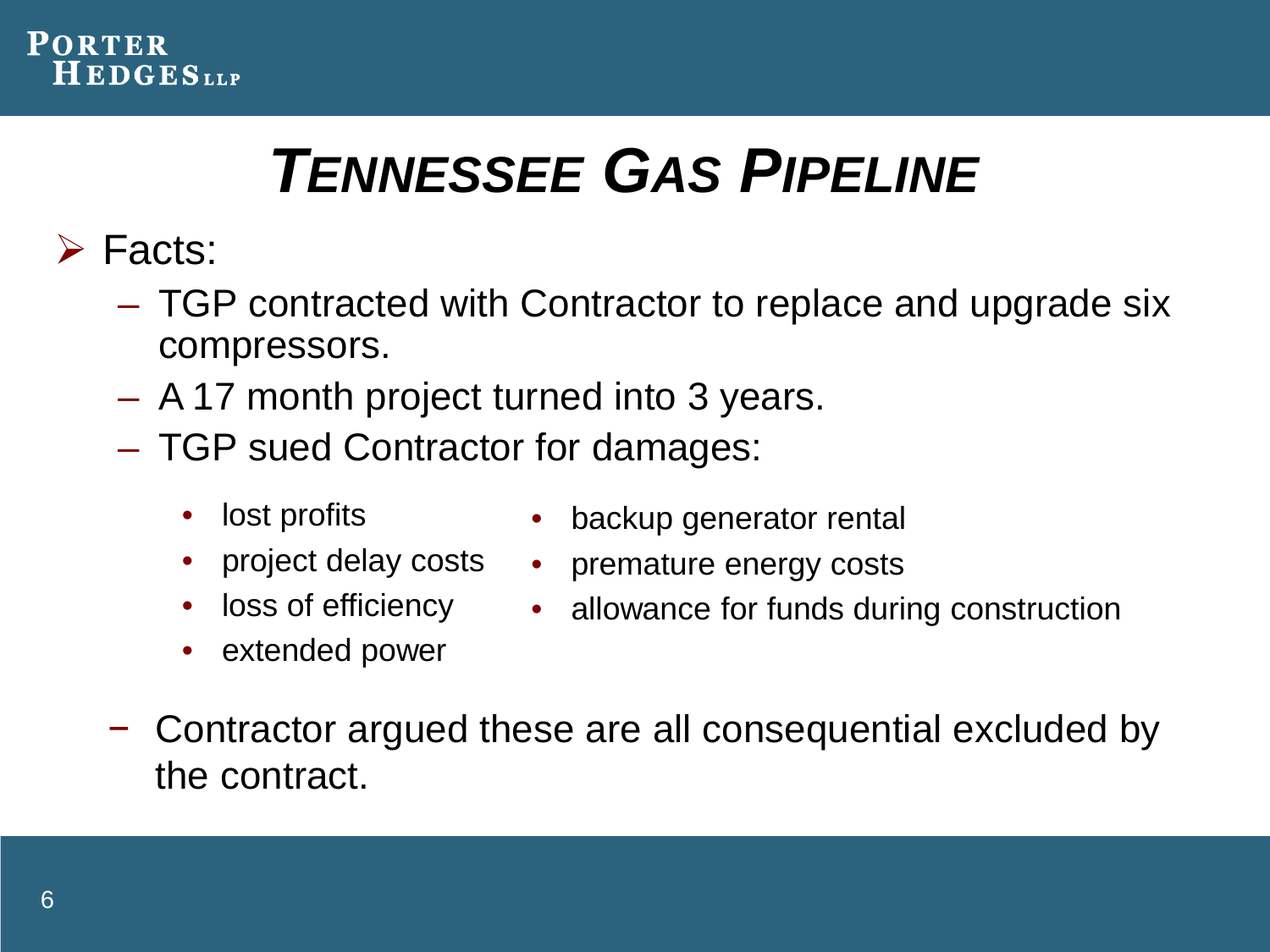# *Tennessee Gas Pipeline*

- Facts:
  - TGP contracted with Contractor to replace and upgrade six compressors.
  - A 17 month project turned into 3 years.
  - TGP sued Contractor for damages:
    - lost profits
    - project delay costs
    - loss of efficiency
    - extended power
    - backup generator rental
    - premature energy costs
    - allowance for funds during construction
  - Contractor argued these are all consequential excluded by the contract.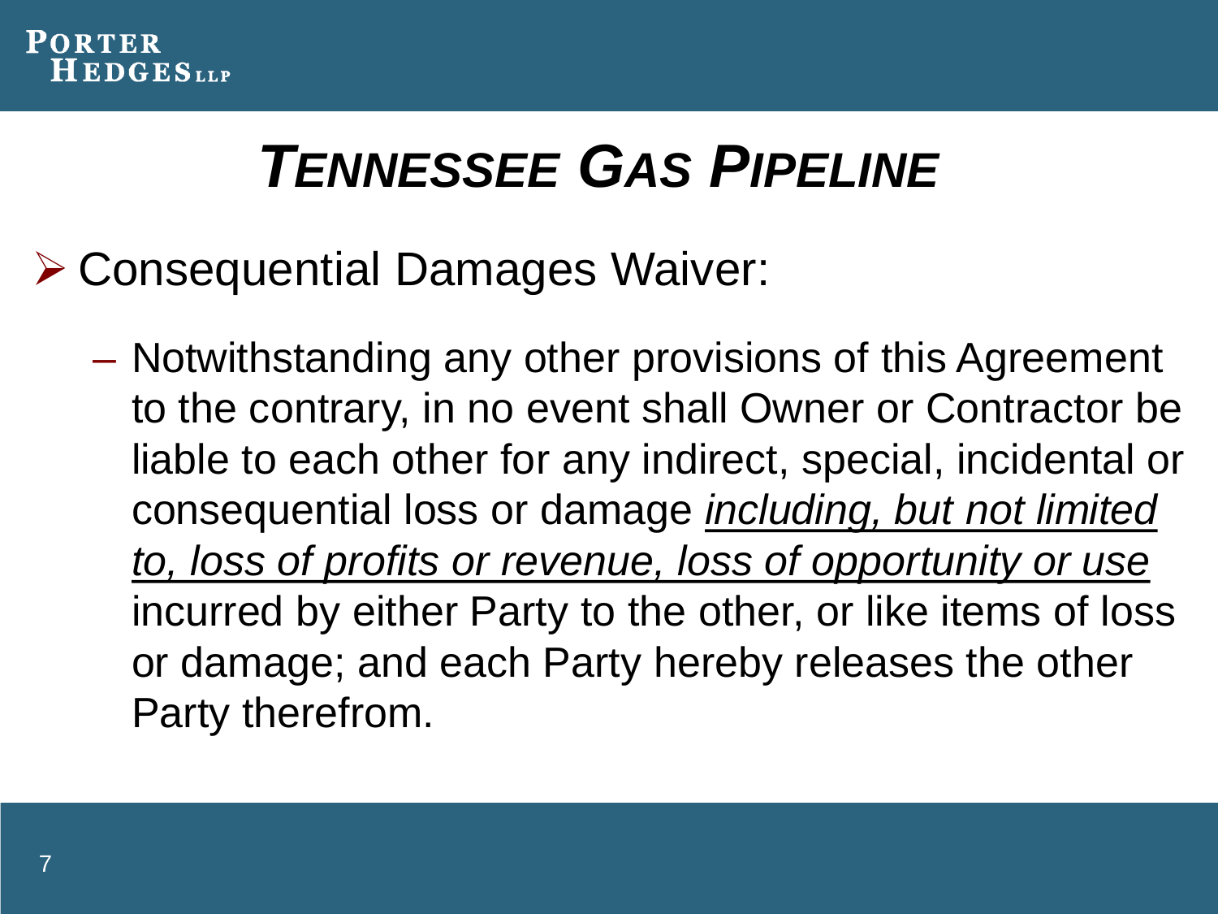# *Tennessee Gas Pipeline*

- Consequential Damages Waiver:
  - Notwithstanding any other provisions of this Agreement to the contrary, in no event shall Owner or Contractor be liable to each other for any indirect, special, incidental or consequential loss or damage *<u>including, but not limited to, loss of profits or revenue, loss of opportunity or use</u>* incurred by either Party to the other, or like items of loss or damage; and each Party hereby releases the other Party therefrom.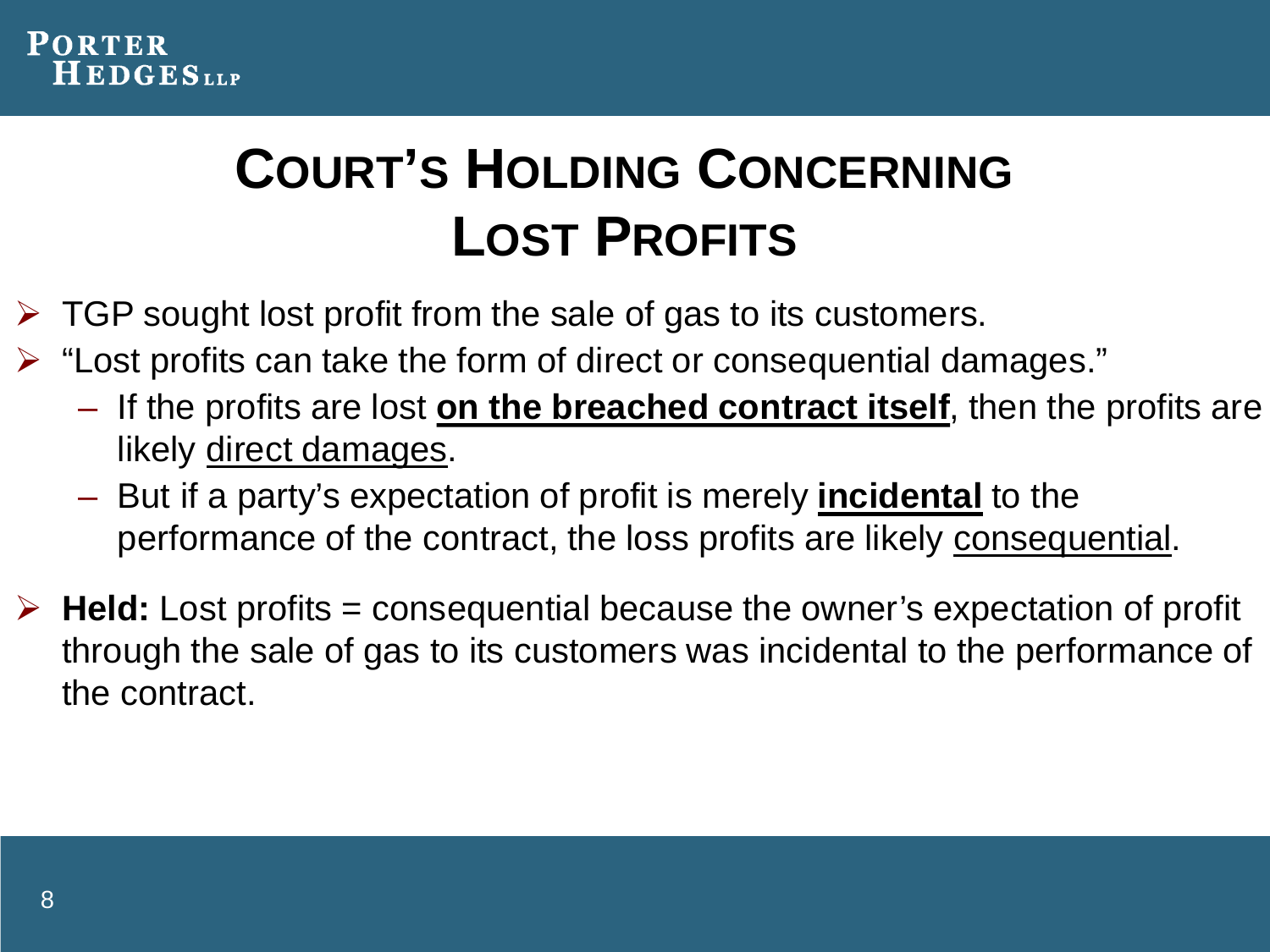# Court's Holding Concerning Lost Profits

- TGP sought lost profit from the sale of gas to its customers.
- "Lost profits can take the form of direct or consequential damages."
  - If the profits are lost **<u>on the breached contract itself</u>**, then the profits are likely <u>direct damages</u>.
  - But if a party's expectation of profit is merely **<u>incidental</u>** to the performance of the contract, the loss profits are likely <u>consequential</u>.
- **Held:** Lost profits = consequential because the owner's expectation of profit through the sale of gas to its customers was incidental to the performance of the contract.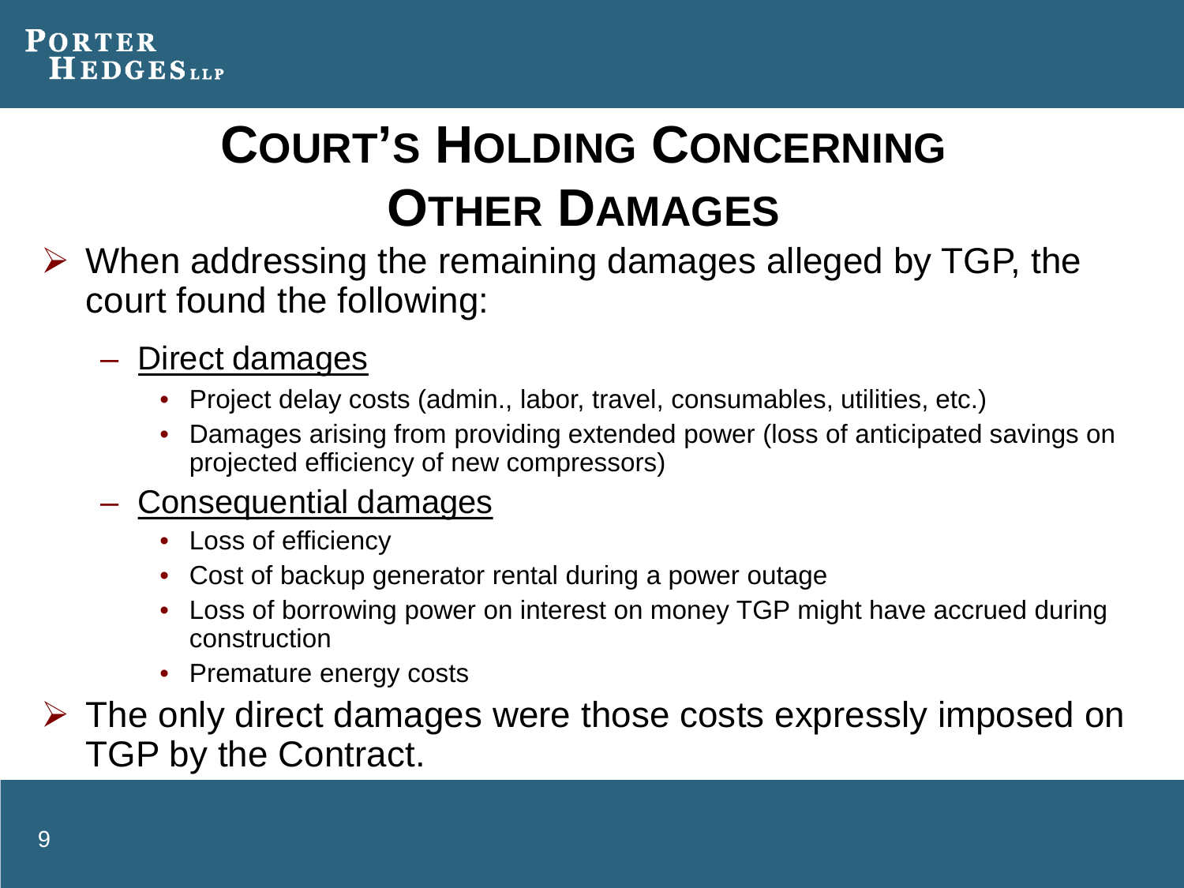# Court's Holding Concerning Other Damages

- When addressing the remaining damages alleged by TGP, the court found the following:
  - Direct damages
    - Project delay costs (admin., labor, travel, consumables, utilities, etc.)
    - Damages arising from providing extended power (loss of anticipated savings on projected efficiency of new compressors)
  - Consequential damages
    - Loss of efficiency
    - Cost of backup generator rental during a power outage
    - Loss of borrowing power on interest on money TGP might have accrued during construction
    - Premature energy costs
- The only direct damages were those costs expressly imposed on TGP by the Contract.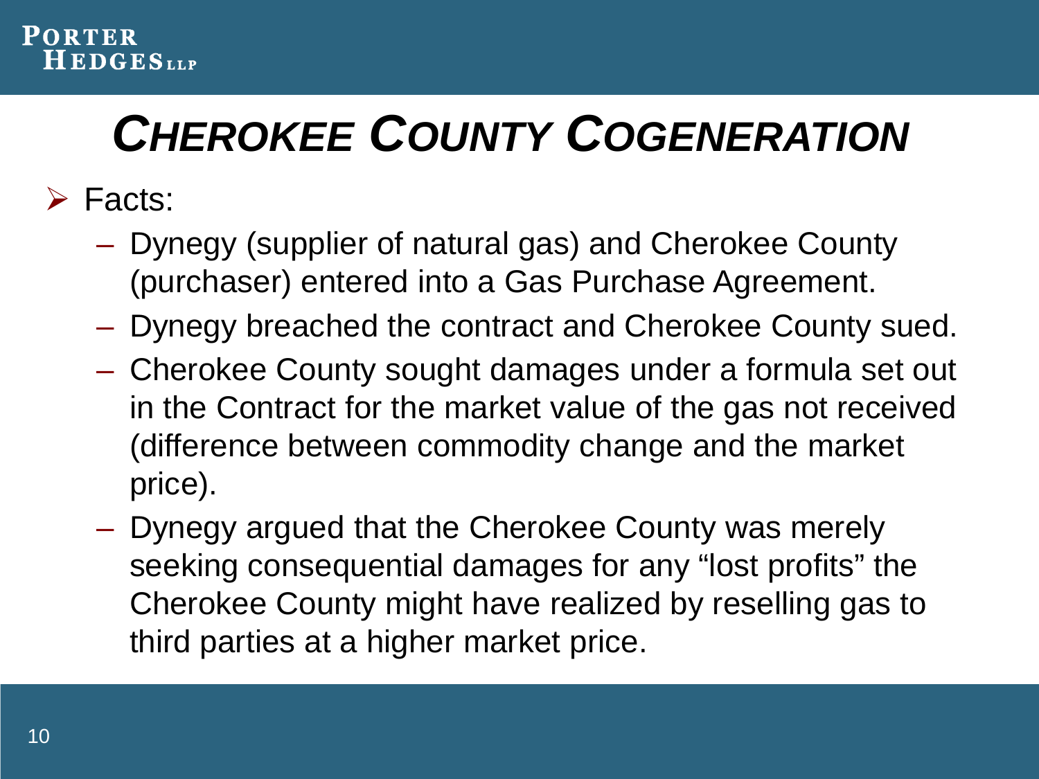# *CHEROKEE COUNTY COGENERATION*

- Facts:
  - Dynegy (supplier of natural gas) and Cherokee County (purchaser) entered into a Gas Purchase Agreement.
  - Dynegy breached the contract and Cherokee County sued.
  - Cherokee County sought damages under a formula set out in the Contract for the market value of the gas not received (difference between commodity change and the market price).
  - Dynegy argued that the Cherokee County was merely seeking consequential damages for any "lost profits" the Cherokee County might have realized by reselling gas to third parties at a higher market price.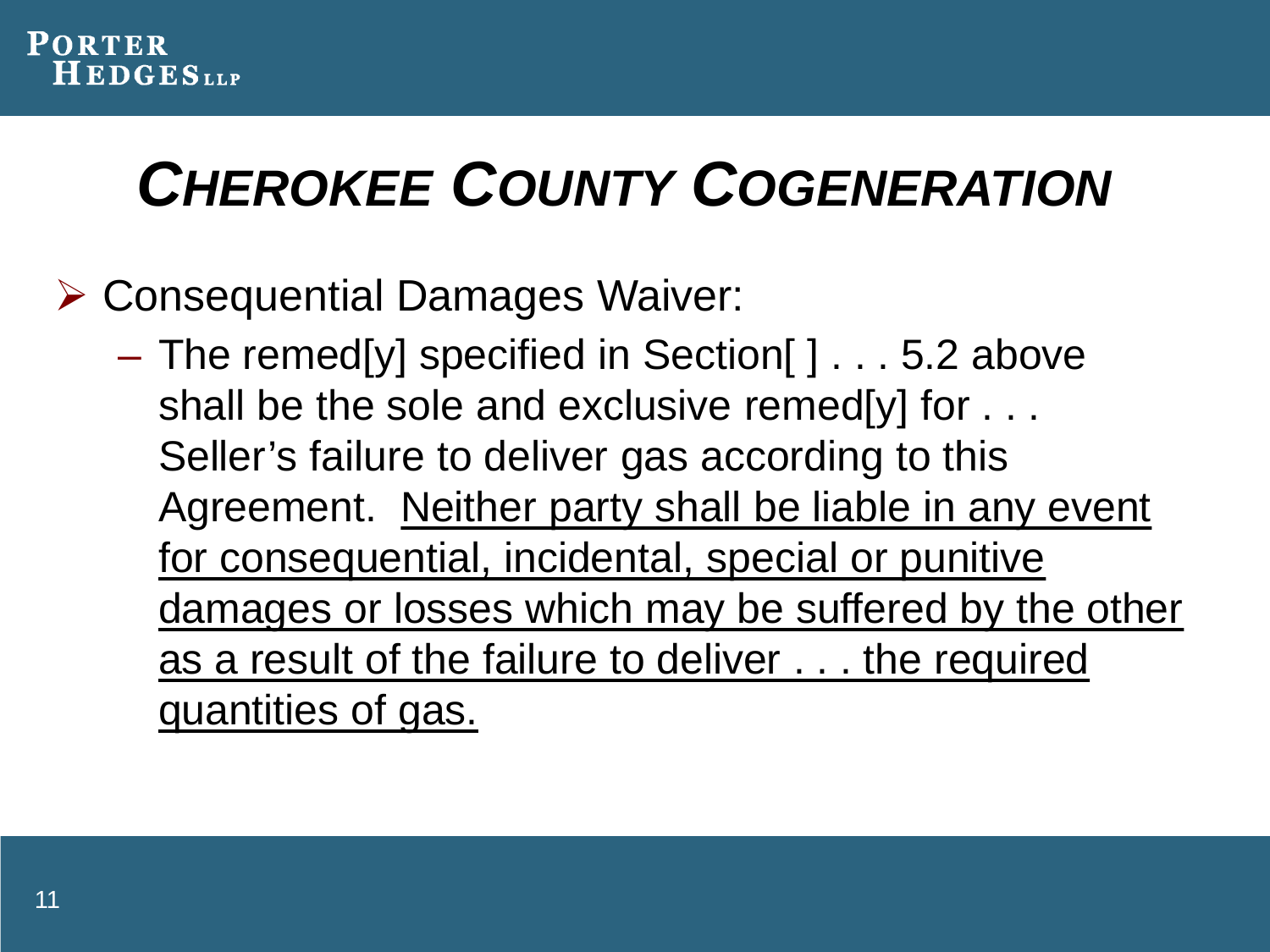# *CHEROKEE COUNTY COGENERATION*

- Consequential Damages Waiver:
  - The remed[y] specified in Section[ ] . . . 5.2 above shall be the sole and exclusive remed[y] for . . . Seller's failure to deliver gas according to this Agreement. <u>Neither party shall be liable in any event for consequential, incidental, special or punitive damages or losses which may be suffered by the other as a result of the failure to deliver . . . the required quantities of gas.</u>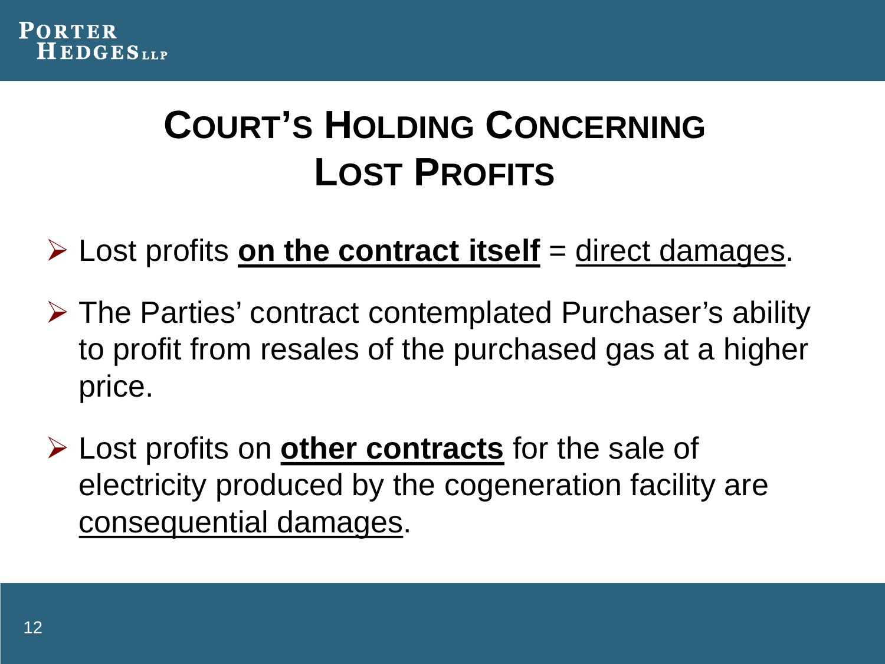# Court's Holding Concerning Lost Profits

- Lost profits **on the contract itself** = direct damages.
- The Parties' contract contemplated Purchaser's ability to profit from resales of the purchased gas at a higher price.
- Lost profits on **other contracts** for the sale of electricity produced by the cogeneration facility are consequential damages.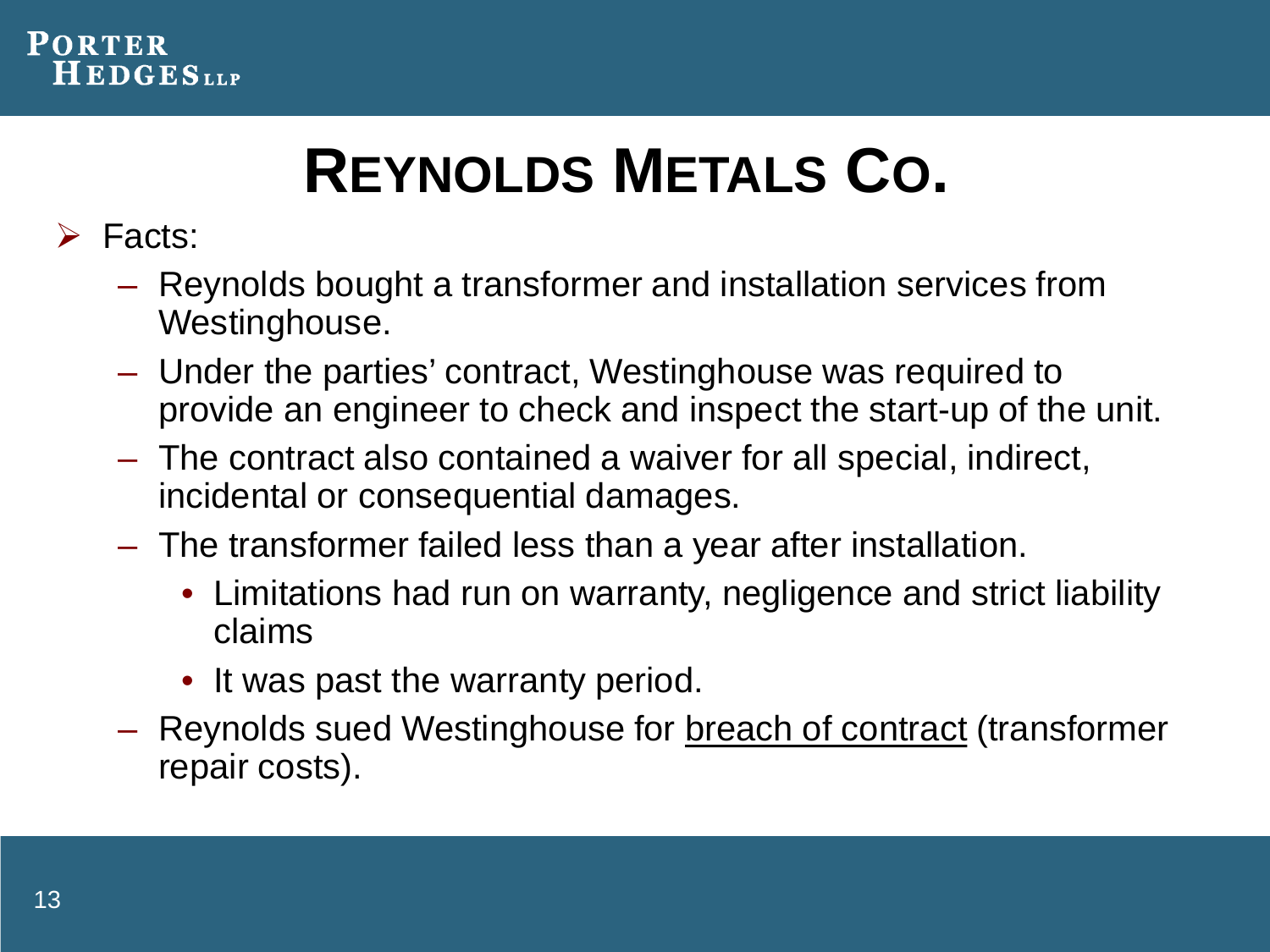# Reynolds Metals Co.

- Facts:
  - Reynolds bought a transformer and installation services from Westinghouse.
  - Under the parties' contract, Westinghouse was required to provide an engineer to check and inspect the start-up of the unit.
  - The contract also contained a waiver for all special, indirect, incidental or consequential damages.
  - The transformer failed less than a year after installation.
    - Limitations had run on warranty, negligence and strict liability claims
    - It was past the warranty period.
  - Reynolds sued Westinghouse for <u>breach of contract</u> (transformer repair costs).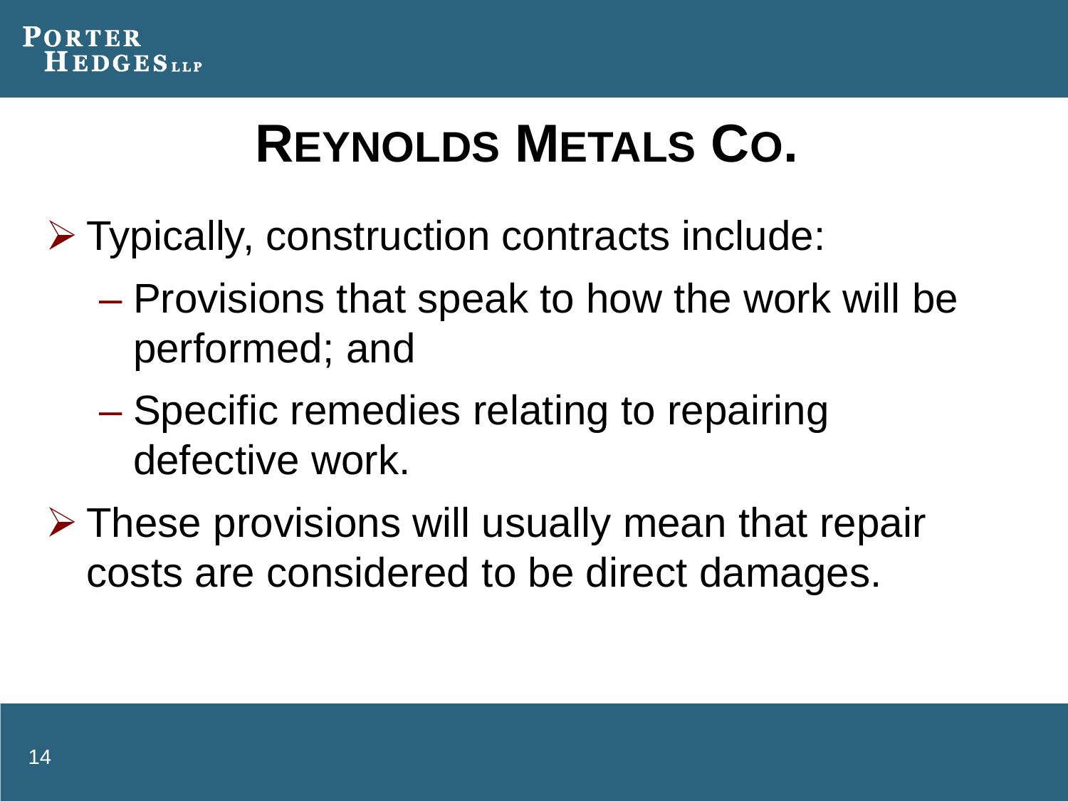# REYNOLDS METALS CO.

- Typically, construction contracts include:
  - Provisions that speak to how the work will be performed; and
  - Specific remedies relating to repairing defective work.
- These provisions will usually mean that repair costs are considered to be direct damages.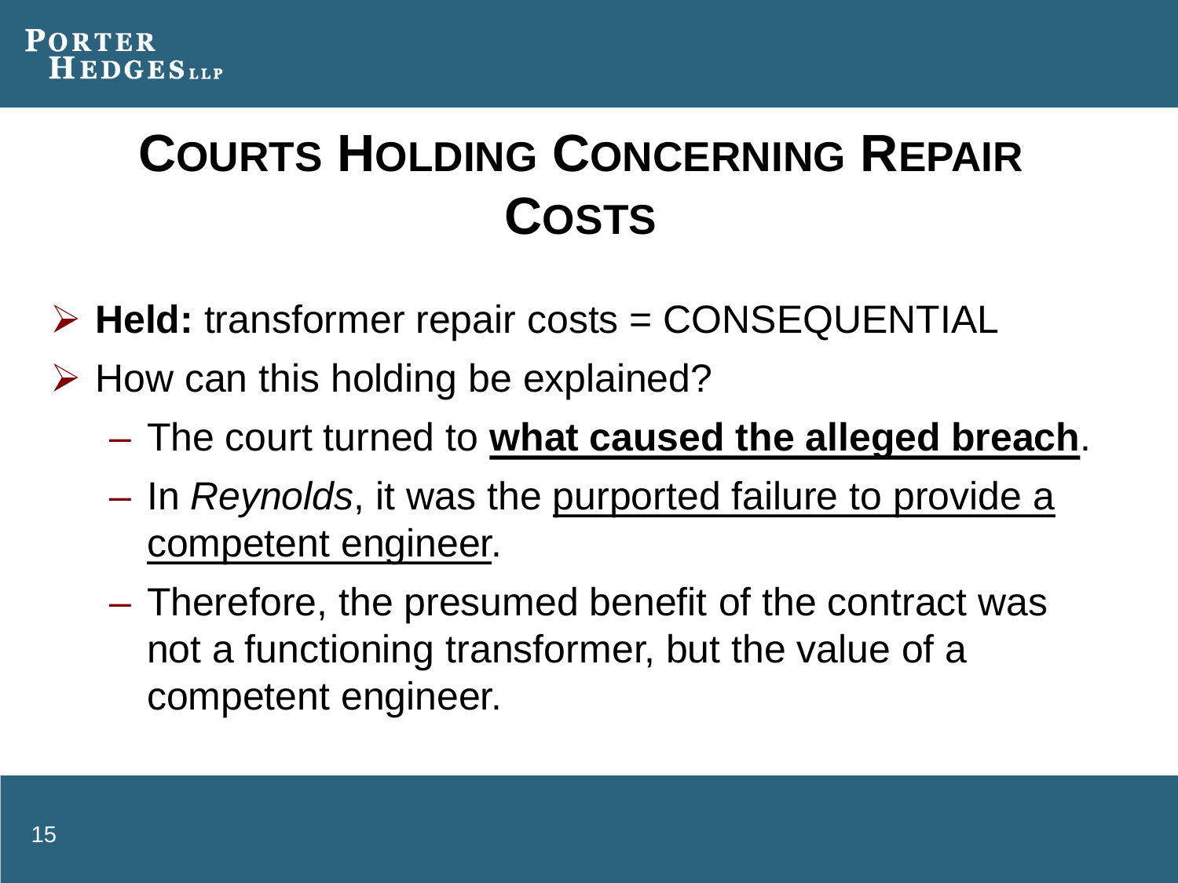# Courts Holding Concerning Repair Costs

- **Held:** transformer repair costs = CONSEQUENTIAL
- How can this holding be explained?
  - The court turned to **<u>what caused the alleged breach</u>**.
  - In *Reynolds*, it was the <u>purported failure to provide a competent engineer</u>.
  - Therefore, the presumed benefit of the contract was not a functioning transformer, but the value of a competent engineer.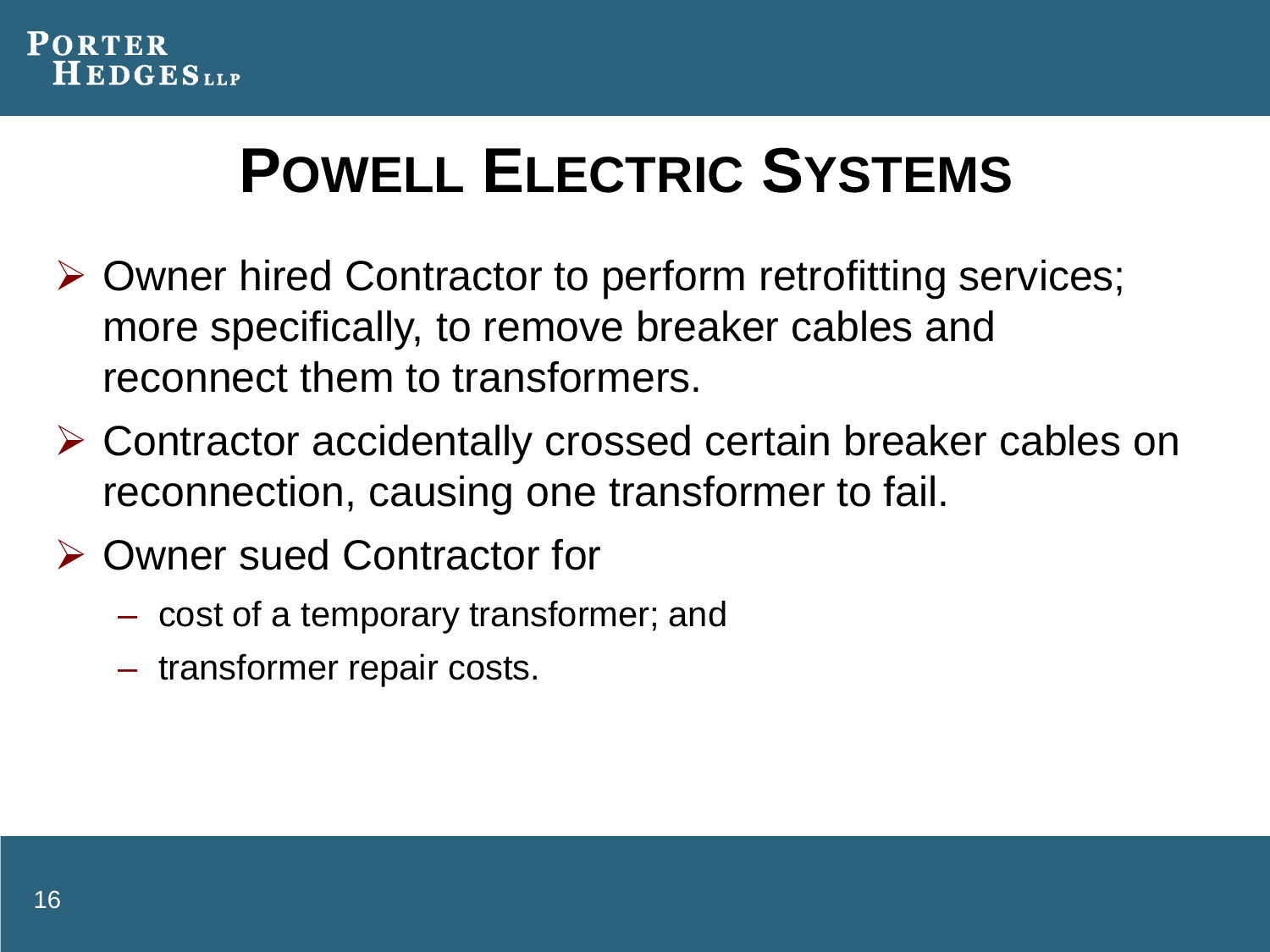# Powell Electric Systems

- Owner hired Contractor to perform retrofitting services; more specifically, to remove breaker cables and reconnect them to transformers.
- Contractor accidentally crossed certain breaker cables on reconnection, causing one transformer to fail.
- Owner sued Contractor for
  - cost of a temporary transformer; and
  - transformer repair costs.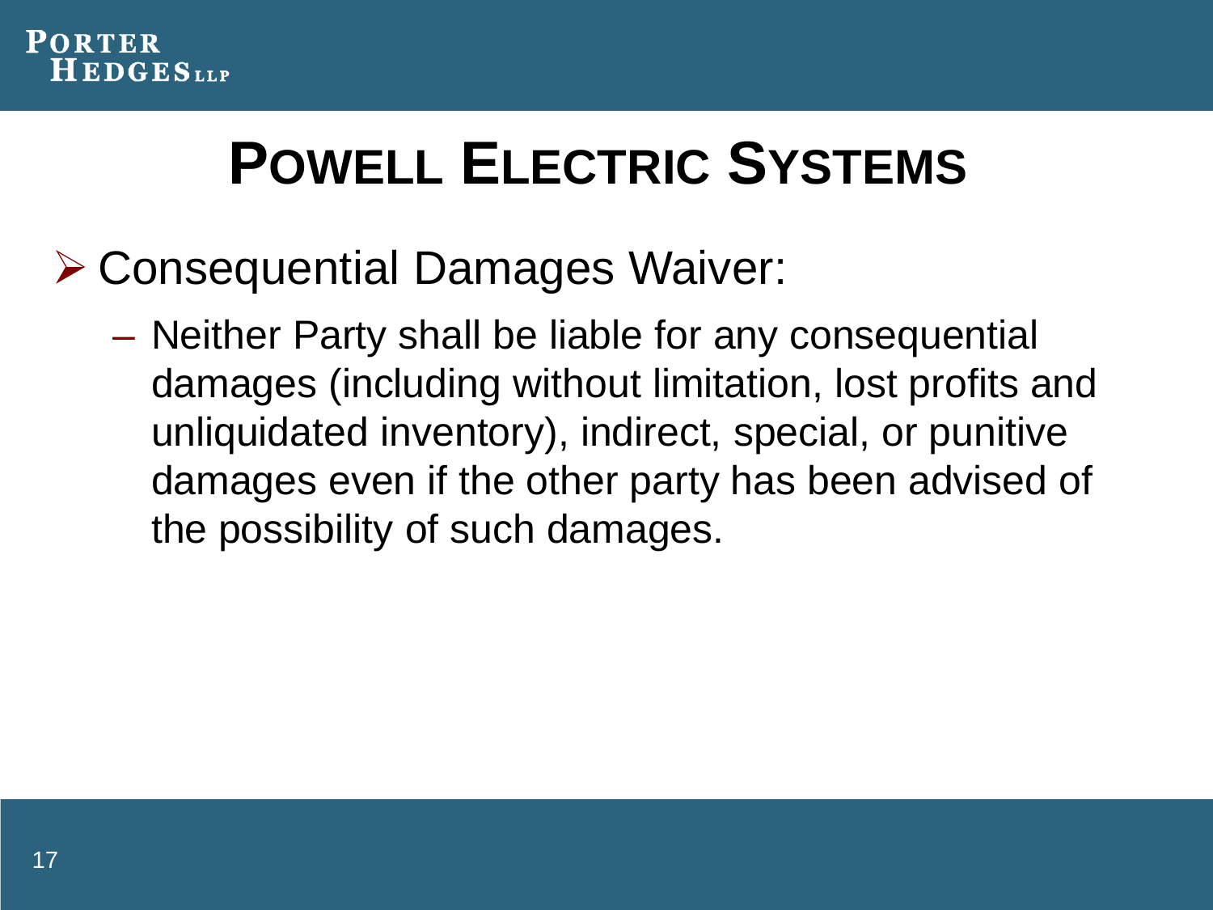# Powell Electric Systems

- Consequential Damages Waiver:
  - Neither Party shall be liable for any consequential damages (including without limitation, lost profits and unliquidated inventory), indirect, special, or punitive damages even if the other party has been advised of the possibility of such damages.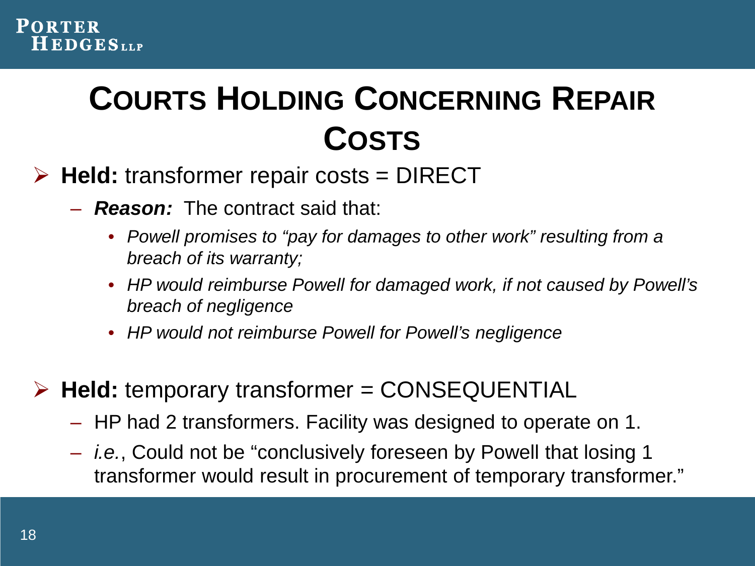# Courts Holding Concerning Repair Costs

- **Held:** transformer repair costs = DIRECT
  - ***Reason:*** The contract said that:
    - *Powell promises to "pay for damages to other work" resulting from a breach of its warranty;*
    - *HP would reimburse Powell for damaged work, if not caused by Powell's breach of negligence*
    - *HP would not reimburse Powell for Powell's negligence*

- **Held:** temporary transformer = CONSEQUENTIAL
  - HP had 2 transformers. Facility was designed to operate on 1.
  - *i.e.*, Could not be "conclusively foreseen by Powell that losing 1 transformer would result in procurement of temporary transformer."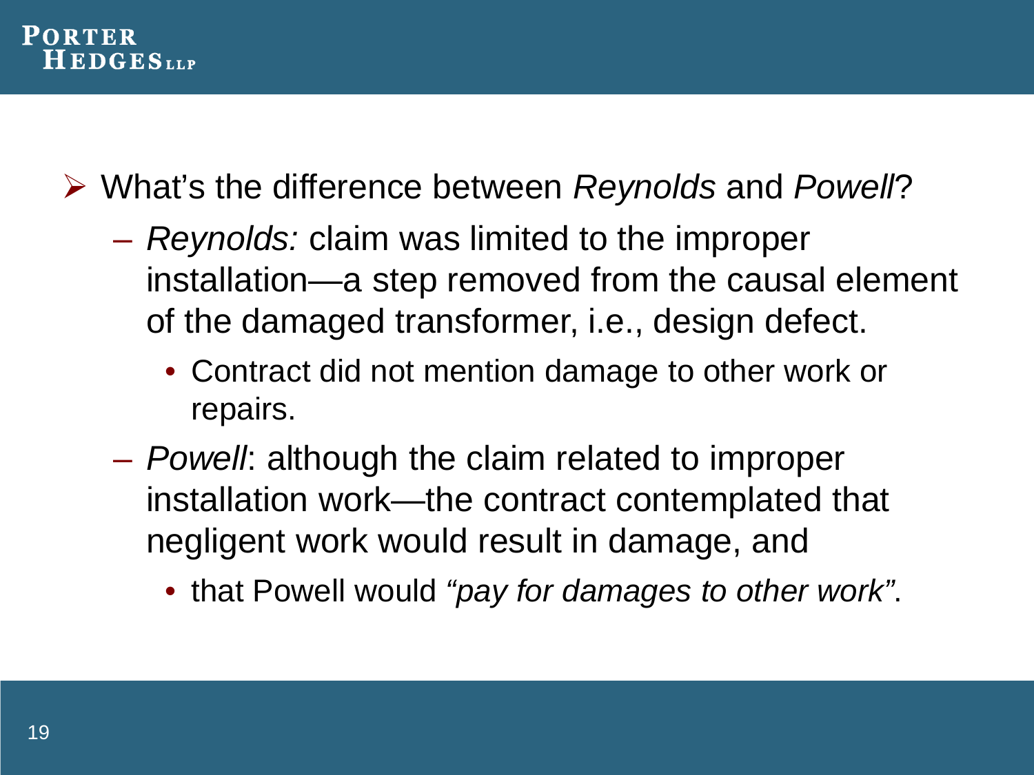- What's the difference between *Reynolds* and *Powell*?
  - *Reynolds:* claim was limited to the improper installation—a step removed from the causal element of the damaged transformer, i.e., design defect.
    - Contract did not mention damage to other work or repairs.
  - *Powell*: although the claim related to improper installation work—the contract contemplated that negligent work would result in damage, and
    - that Powell would *"pay for damages to other work"*.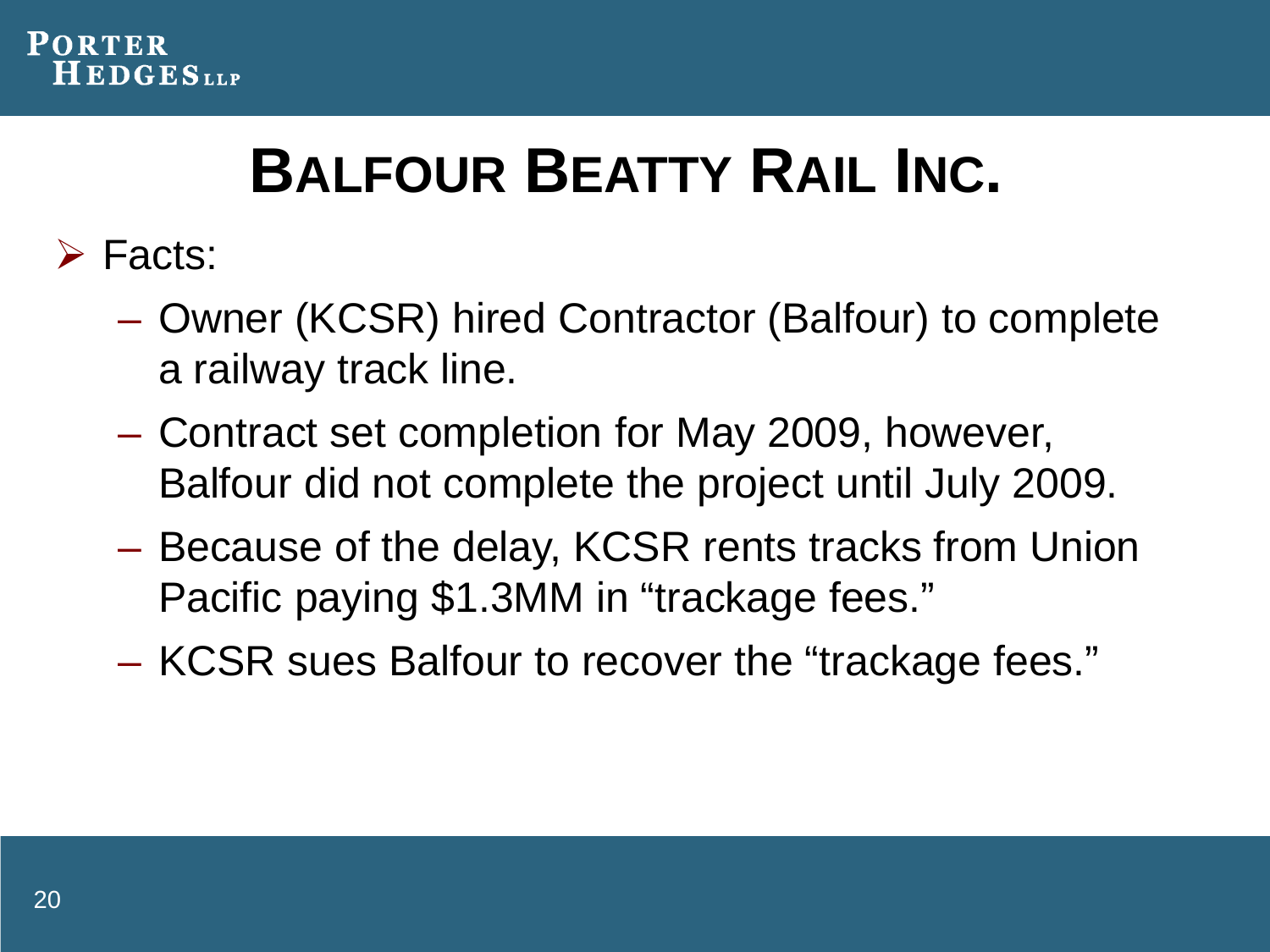# Balfour Beatty Rail Inc.

- Facts:
  - Owner (KCSR) hired Contractor (Balfour) to complete a railway track line.
  - Contract set completion for May 2009, however, Balfour did not complete the project until July 2009.
  - Because of the delay, KCSR rents tracks from Union Pacific paying $1.3MM in "trackage fees."
  - KCSR sues Balfour to recover the "trackage fees."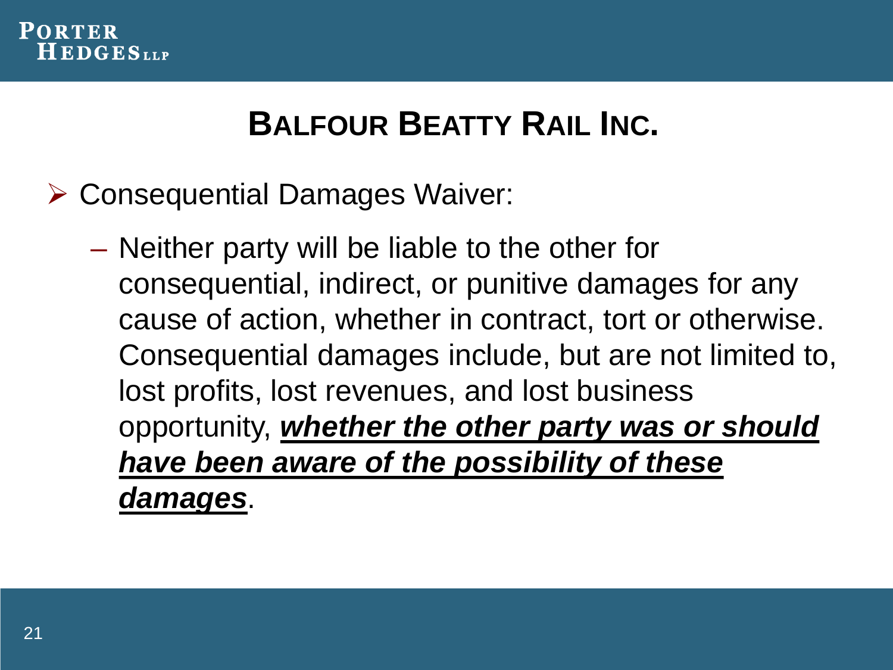# BALFOUR BEATTY RAIL INC.

- Consequential Damages Waiver:
  - Neither party will be liable to the other for consequential, indirect, or punitive damages for any cause of action, whether in contract, tort or otherwise. Consequential damages include, but are not limited to, lost profits, lost revenues, and lost business opportunity, ***whether the other party was or should have been aware of the possibility of these damages***.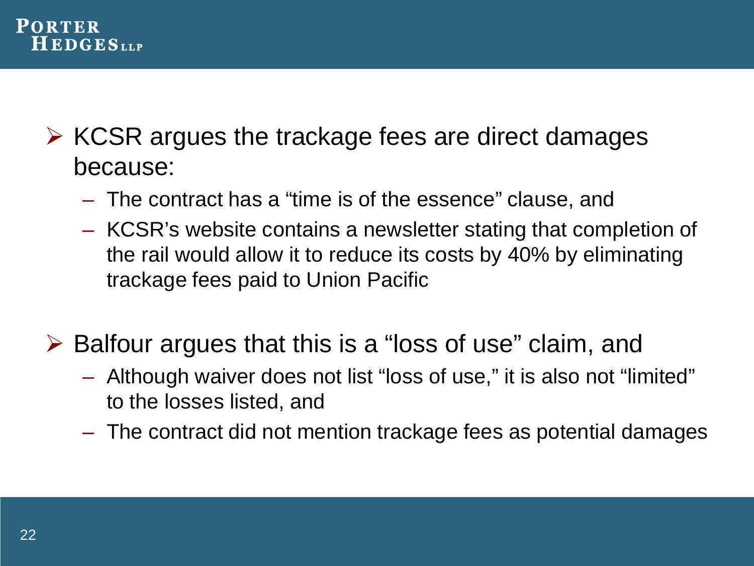- KCSR argues the trackage fees are direct damages because:
  - The contract has a “time is of the essence” clause, and
  - KCSR’s website contains a newsletter stating that completion of the rail would allow it to reduce its costs by 40% by eliminating trackage fees paid to Union Pacific

- Balfour argues that this is a “loss of use” claim, and
  - Although waiver does not list “loss of use,” it is also not “limited” to the losses listed, and
  - The contract did not mention trackage fees as potential damages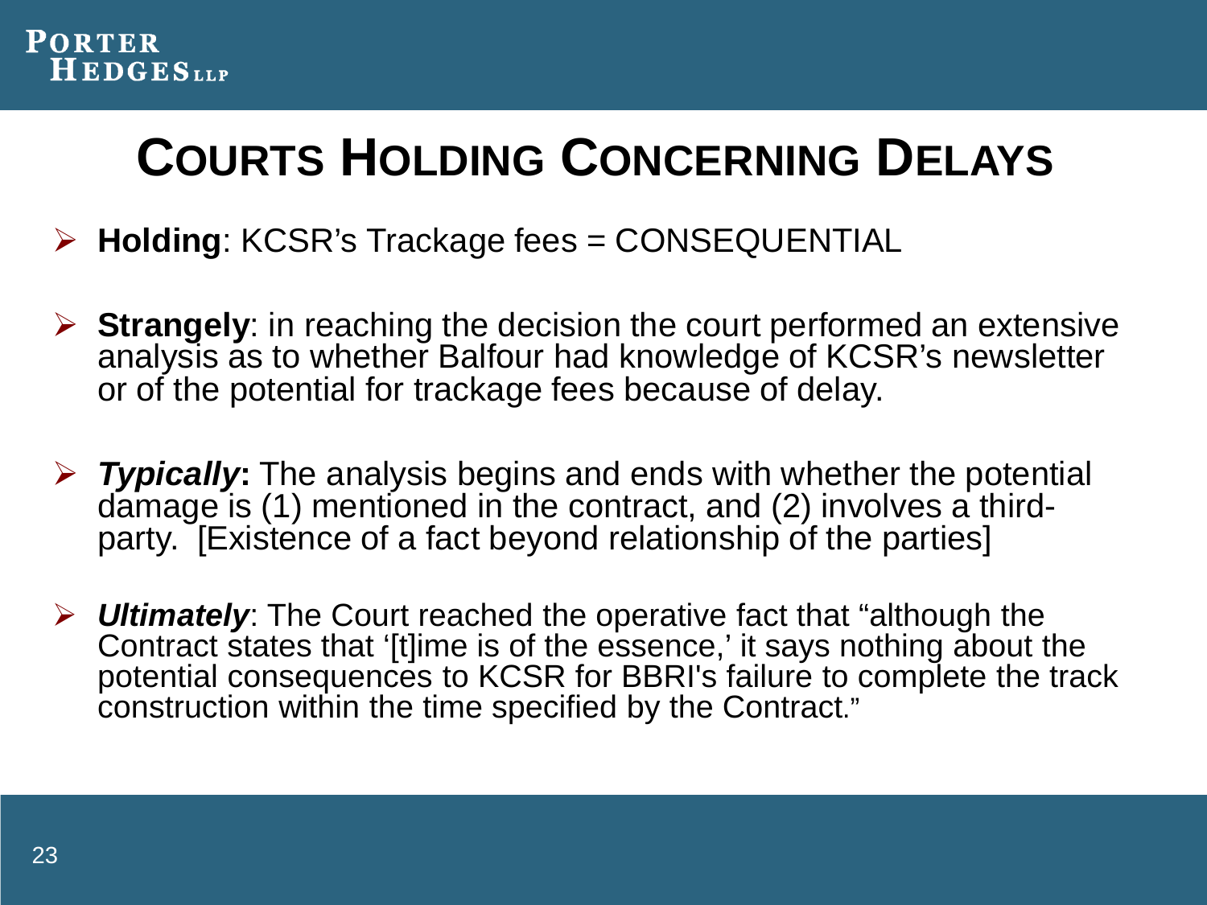# COURTS HOLDING CONCERNING DELAYS

- **Holding**: KCSR's Trackage fees = CONSEQUENTIAL

- **Strangely**: in reaching the decision the court performed an extensive analysis as to whether Balfour had knowledge of KCSR's newsletter or of the potential for trackage fees because of delay.

- ***Typically*****:** The analysis begins and ends with whether the potential damage is (1) mentioned in the contract, and (2) involves a third-party. [Existence of a fact beyond relationship of the parties]

- ***Ultimately***: The Court reached the operative fact that "although the Contract states that '[t]ime is of the essence,' it says nothing about the potential consequences to KCSR for BBRI's failure to complete the track construction within the time specified by the Contract."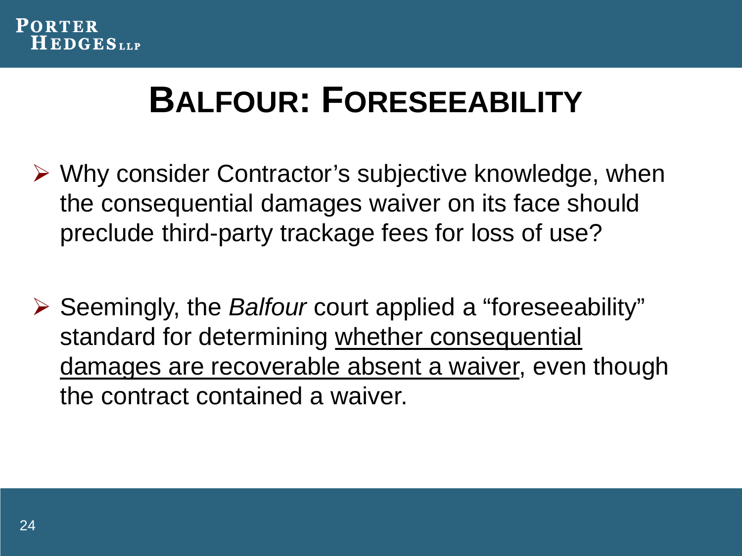# BALFOUR: FORESEEABILITY

- Why consider Contractor's subjective knowledge, when the consequential damages waiver on its face should preclude third-party trackage fees for loss of use?

- Seemingly, the *Balfour* court applied a "foreseeability" standard for determining <u>whether consequential damages are recoverable absent a waiver</u>, even though the contract contained a waiver.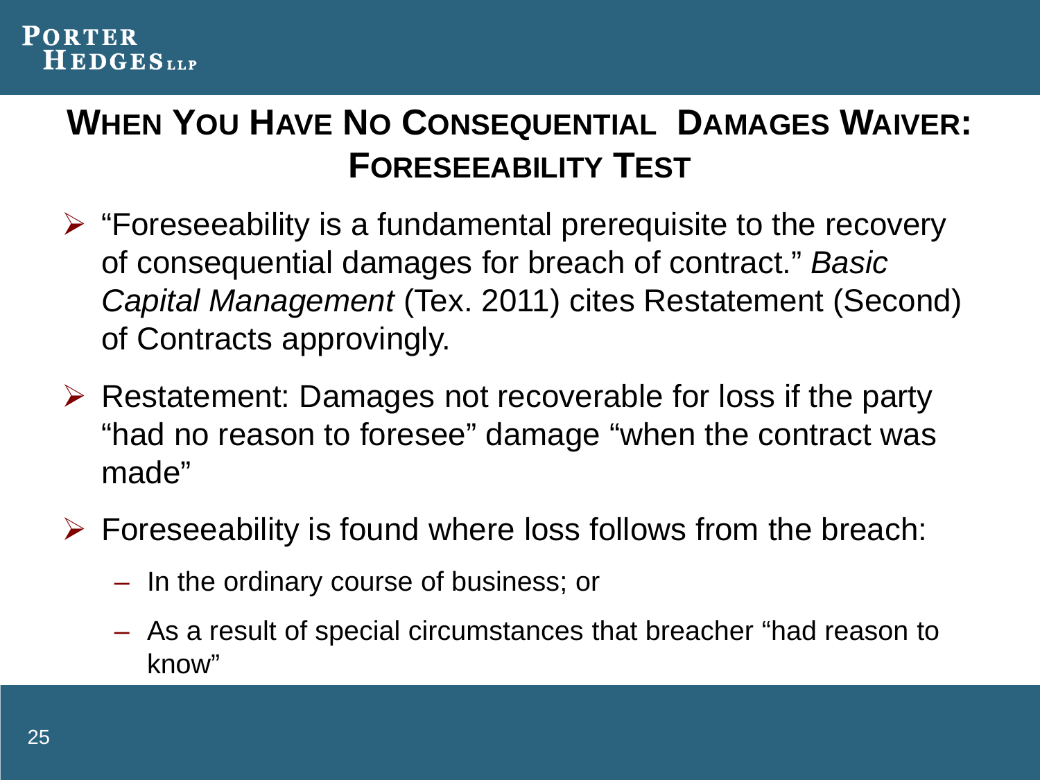## When You Have No Consequential Damages Waiver: Foreseeability Test

- "Foreseeability is a fundamental prerequisite to the recovery of consequential damages for breach of contract." *Basic Capital Management* (Tex. 2011) cites Restatement (Second) of Contracts approvingly.
- Restatement: Damages not recoverable for loss if the party "had no reason to foresee" damage "when the contract was made"
- Foreseeability is found where loss follows from the breach:
  - In the ordinary course of business; or
  - As a result of special circumstances that breacher "had reason to know"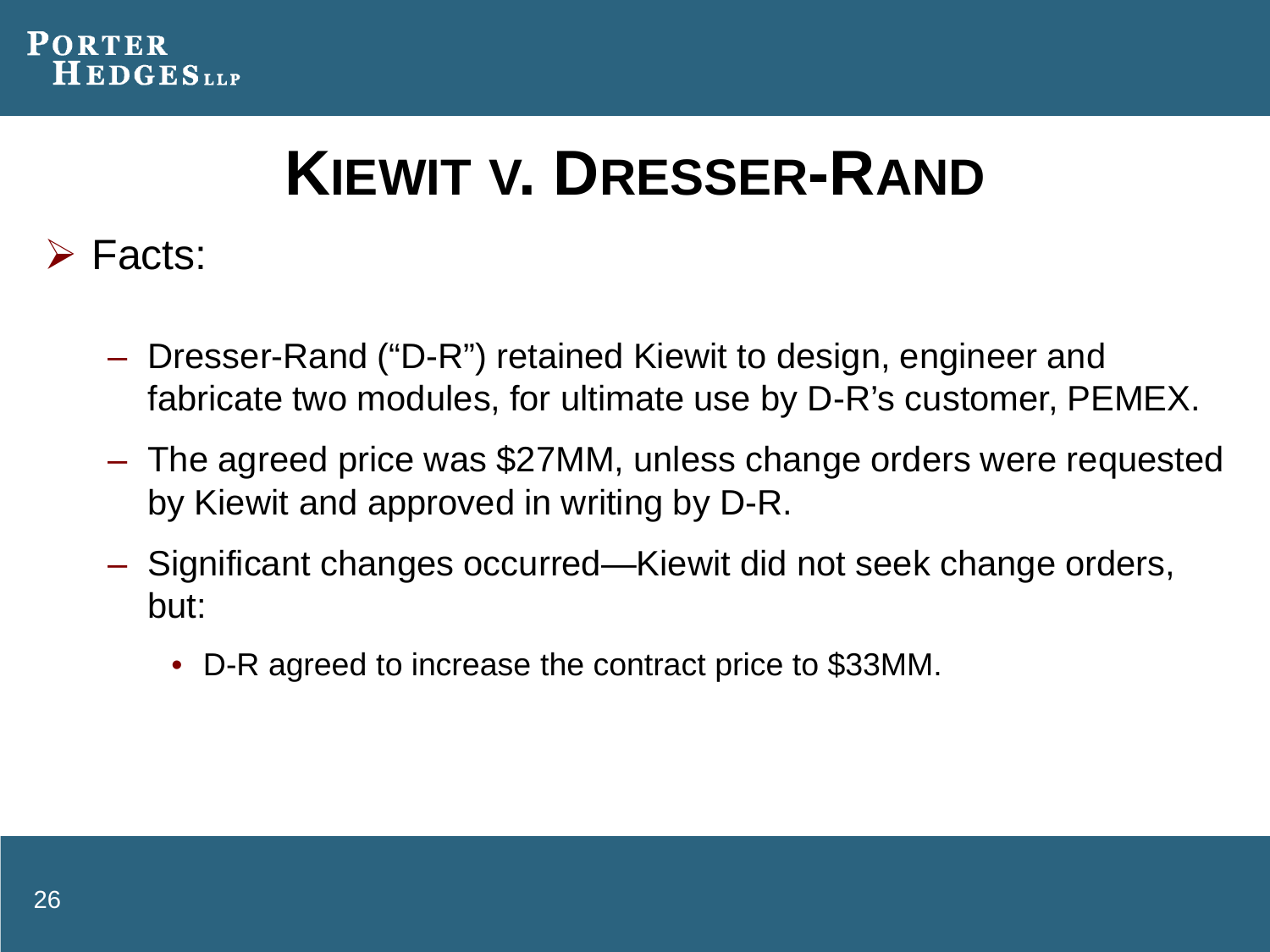# Kiewit v. Dresser-Rand

- Facts:
  - Dresser-Rand ("D-R") retained Kiewit to design, engineer and fabricate two modules, for ultimate use by D-R's customer, PEMEX.
  - The agreed price was $27MM, unless change orders were requested by Kiewit and approved in writing by D-R.
  - Significant changes occurred—Kiewit did not seek change orders, but:
    - D-R agreed to increase the contract price to $33MM.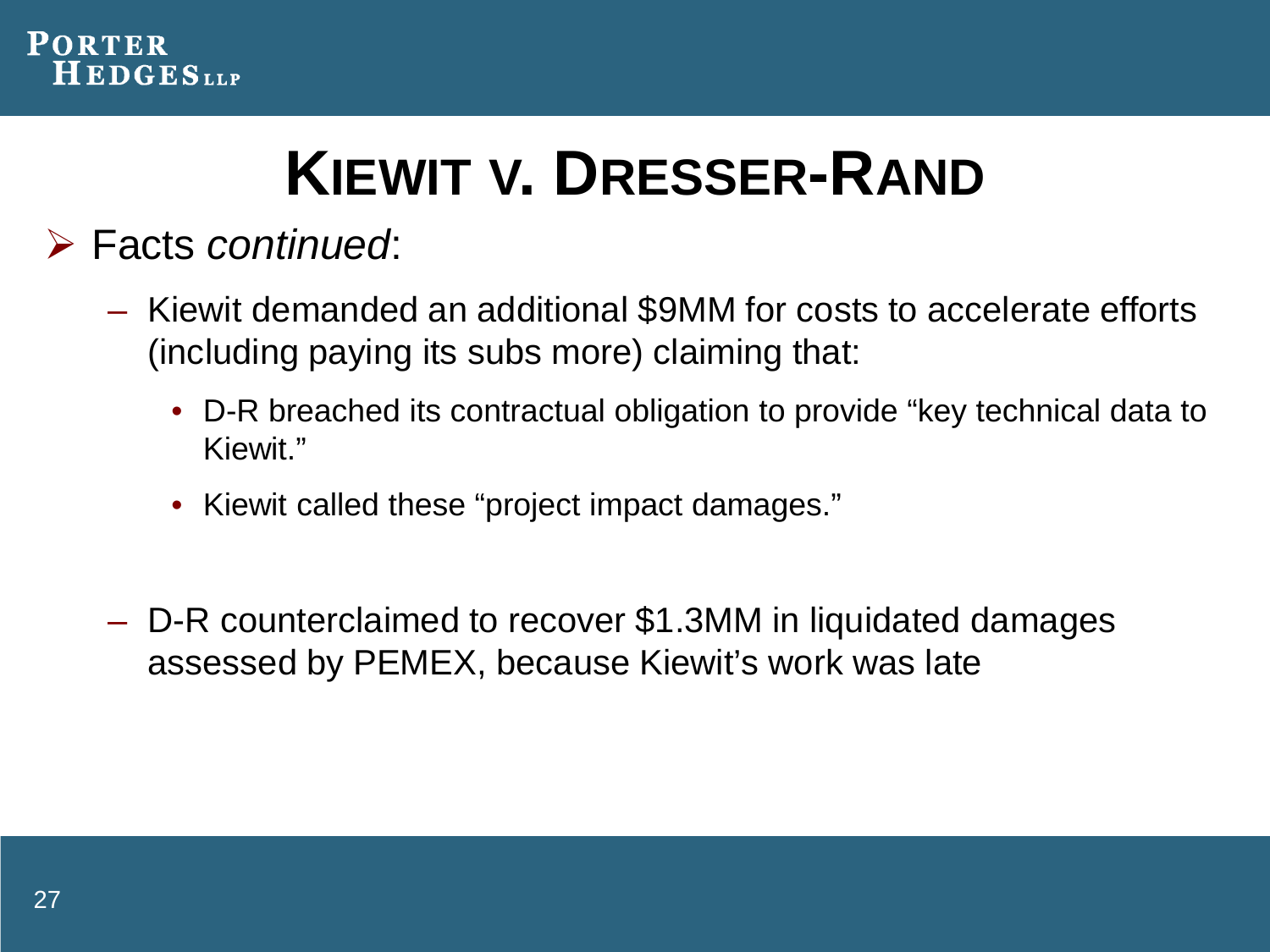# KIEWIT V. DRESSER-RAND

- Facts *continued*:
  - Kiewit demanded an additional $9MM for costs to accelerate efforts (including paying its subs more) claiming that:
    - D-R breached its contractual obligation to provide “key technical data to Kiewit.”
    - Kiewit called these “project impact damages.”
  - D-R counterclaimed to recover $1.3MM in liquidated damages assessed by PEMEX, because Kiewit’s work was late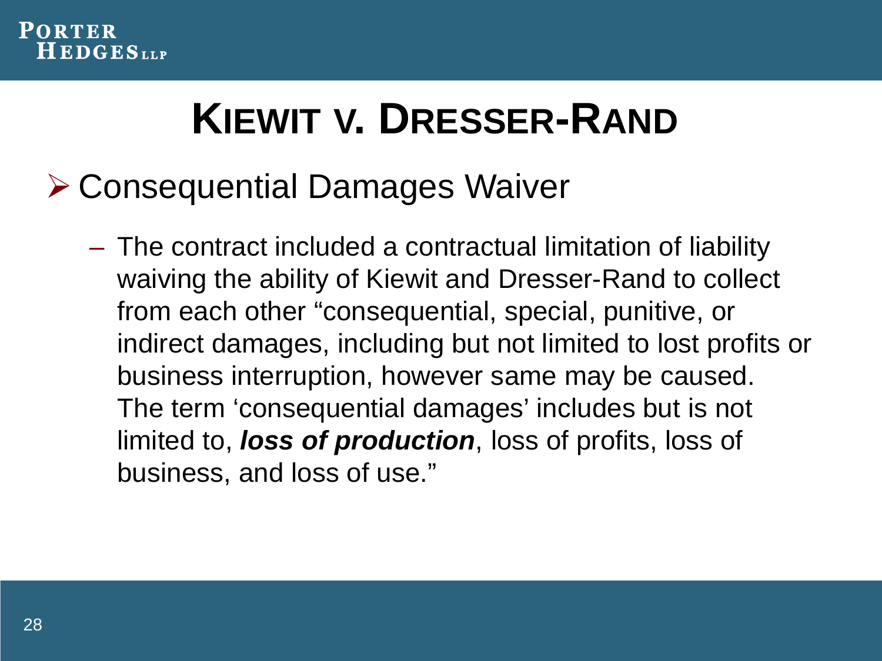# KIEWIT V. DRESSER-RAND

- Consequential Damages Waiver
  - The contract included a contractual limitation of liability waiving the ability of Kiewit and Dresser-Rand to collect from each other “consequential, special, punitive, or indirect damages, including but not limited to lost profits or business interruption, however same may be caused. The term ‘consequential damages’ includes but is not limited to, ***loss of production***, loss of profits, loss of business, and loss of use.”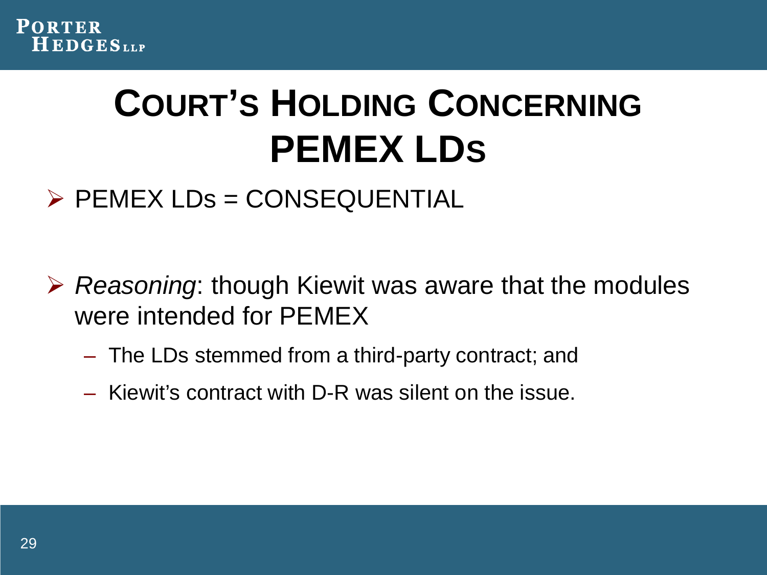# Court's Holding Concerning PEMEX LDs

- PEMEX LDs = CONSEQUENTIAL

- *Reasoning*: though Kiewit was aware that the modules were intended for PEMEX
  - The LDs stemmed from a third-party contract; and
  - Kiewit's contract with D-R was silent on the issue.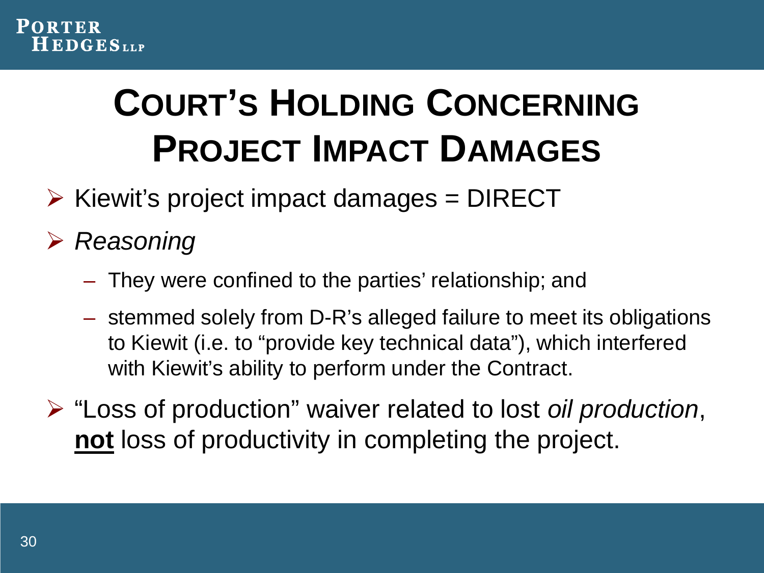# Court's Holding Concerning Project Impact Damages

- Kiewit's project impact damages = DIRECT
- *Reasoning*
  - They were confined to the parties' relationship; and
  - stemmed solely from D-R's alleged failure to meet its obligations to Kiewit (i.e. to "provide key technical data"), which interfered with Kiewit's ability to perform under the Contract.
- "Loss of production" waiver related to lost *oil production*, <u>**not**</u> loss of productivity in completing the project.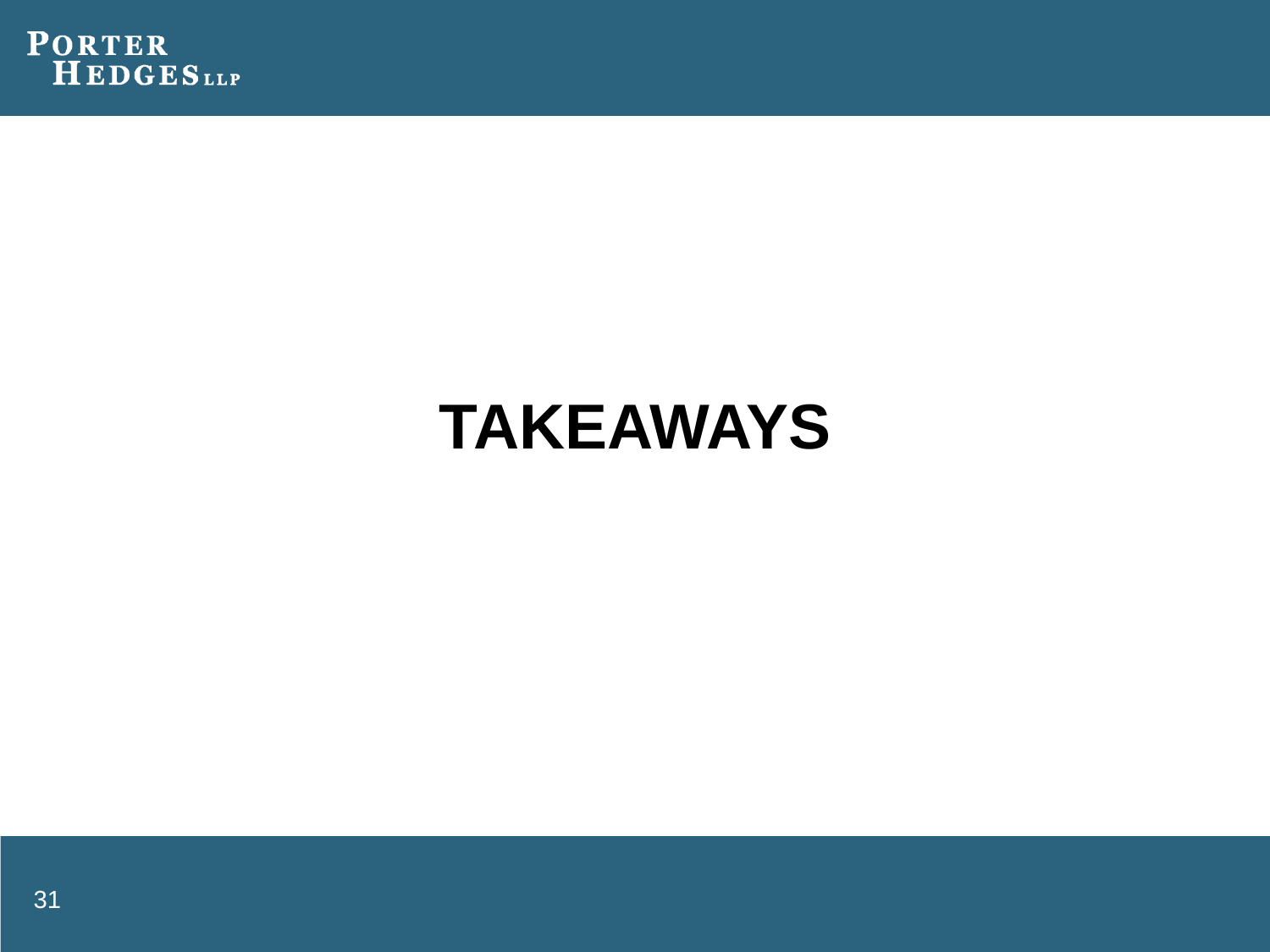# TAKEAWAYS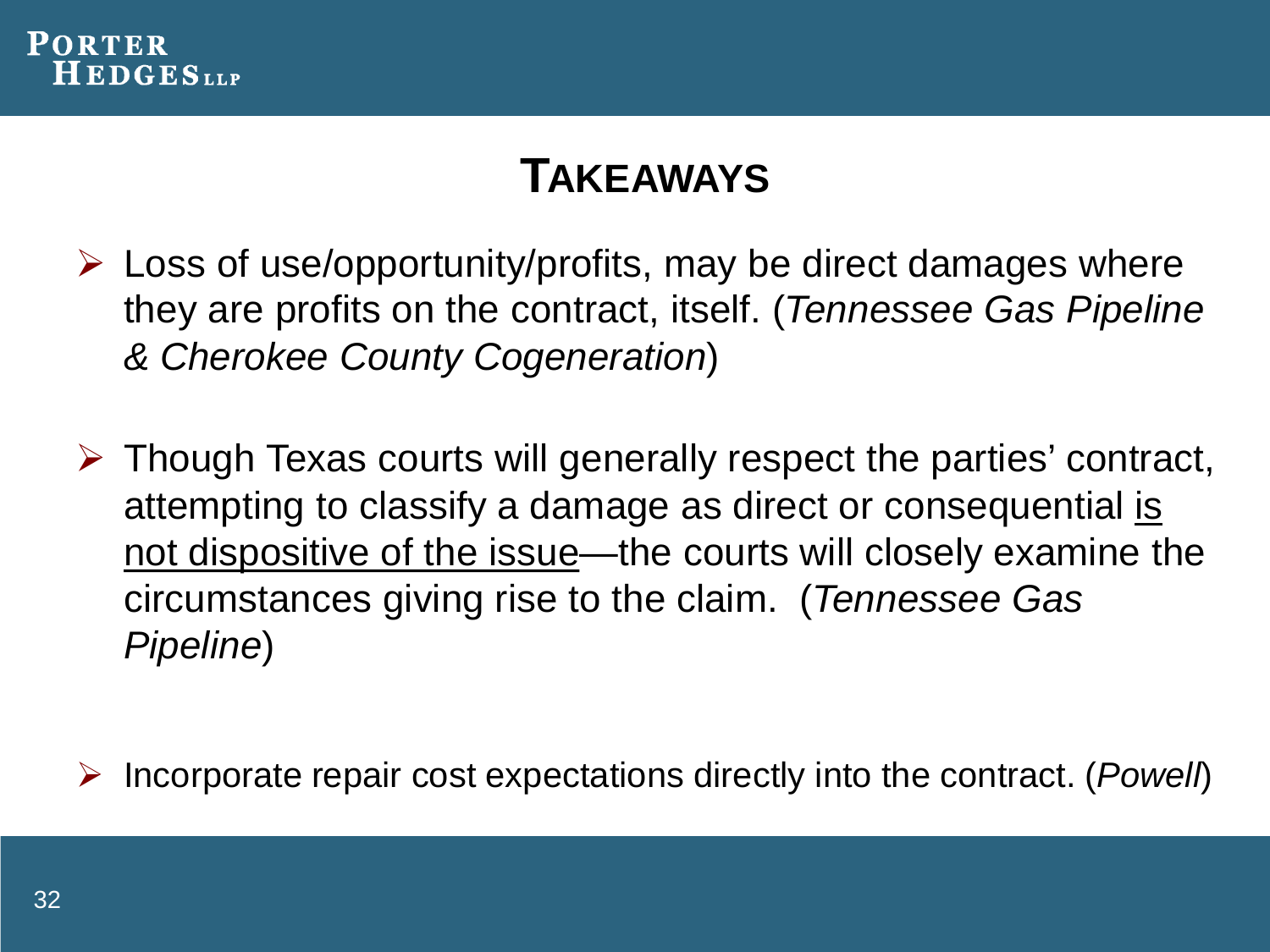# TAKEAWAYS

- Loss of use/opportunity/profits, may be direct damages where they are profits on the contract, itself. (*Tennessee Gas Pipeline & Cherokee County Cogeneration*)

- Though Texas courts will generally respect the parties' contract, attempting to classify a damage as direct or consequential <u>is not dispositive of the issue</u>—the courts will closely examine the circumstances giving rise to the claim. (*Tennessee Gas Pipeline*)

- Incorporate repair cost expectations directly into the contract. (*Powell*)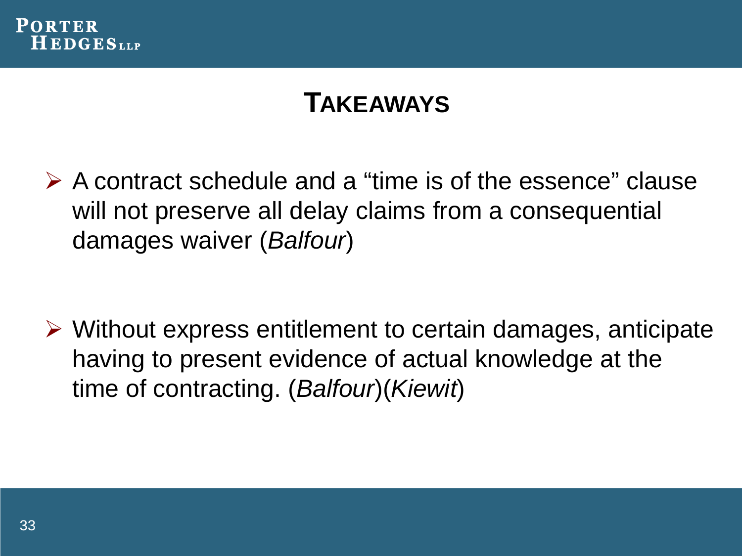# TAKEAWAYS

- A contract schedule and a "time is of the essence" clause will not preserve all delay claims from a consequential damages waiver (*Balfour*)

- Without express entitlement to certain damages, anticipate having to present evidence of actual knowledge at the time of contracting. (*Balfour*)(*Kiewit*)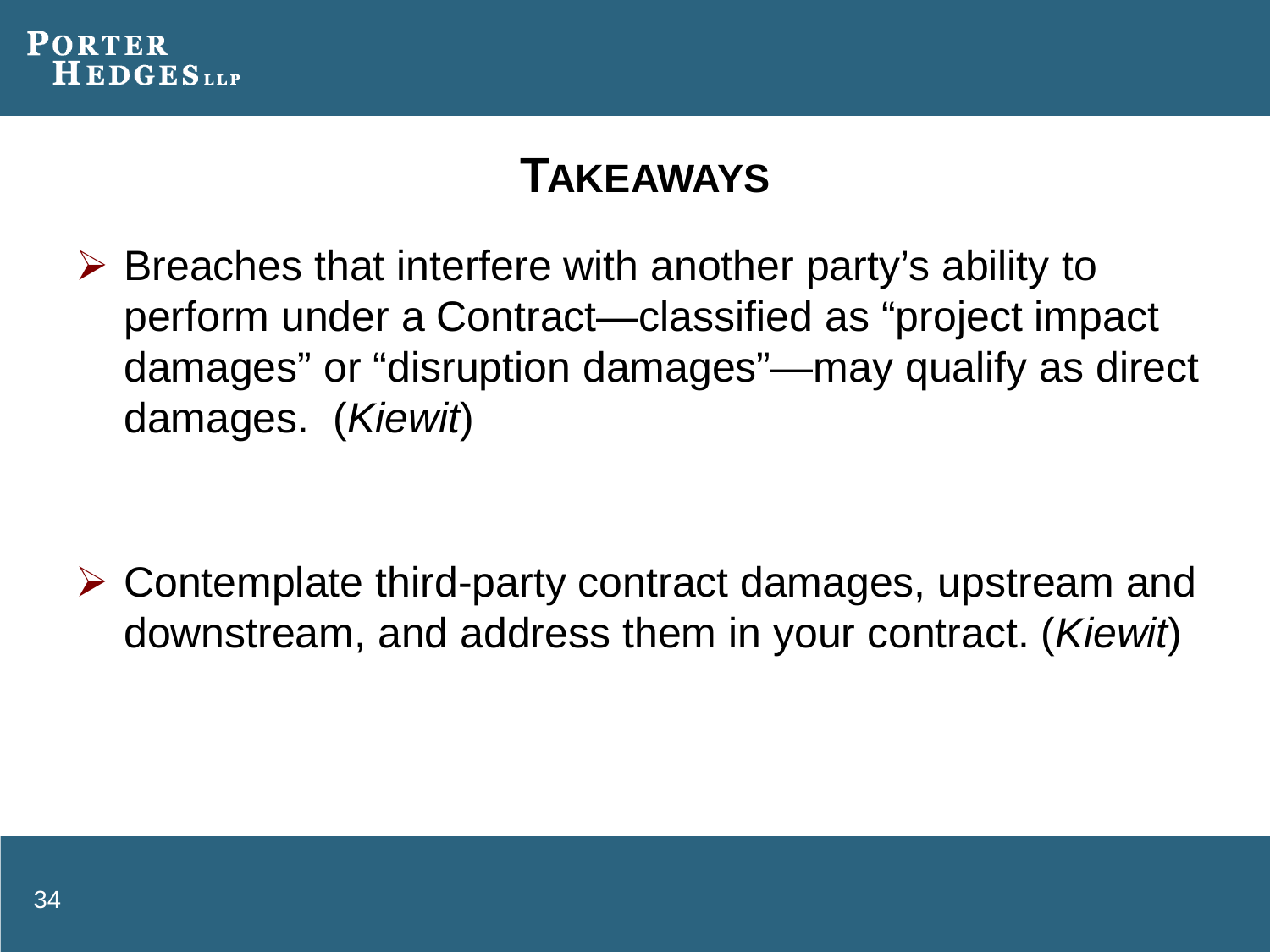## TAKEAWAYS

- Breaches that interfere with another party's ability to perform under a Contract—classified as "project impact damages" or "disruption damages"—may qualify as direct damages. (*Kiewit*)

- Contemplate third-party contract damages, upstream and downstream, and address them in your contract. (*Kiewit*)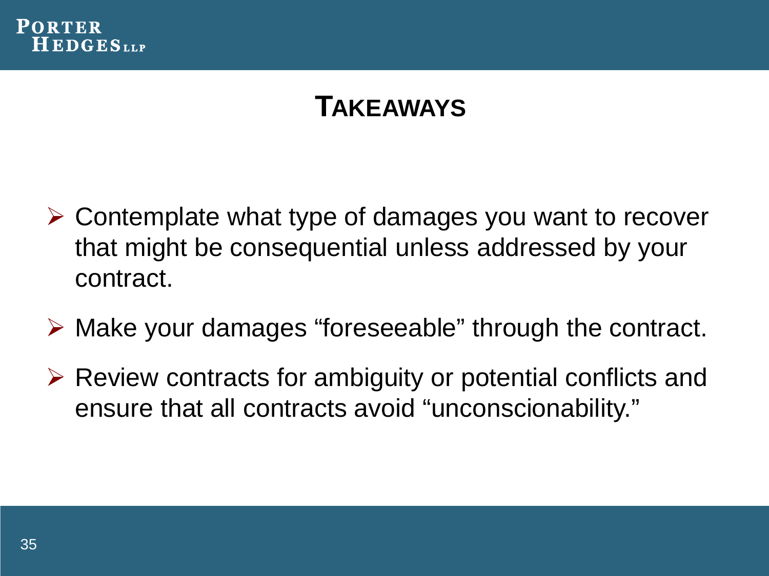# TAKEAWAYS

- Contemplate what type of damages you want to recover that might be consequential unless addressed by your contract.
- Make your damages "foreseeable" through the contract.
- Review contracts for ambiguity or potential conflicts and ensure that all contracts avoid "unconscionability."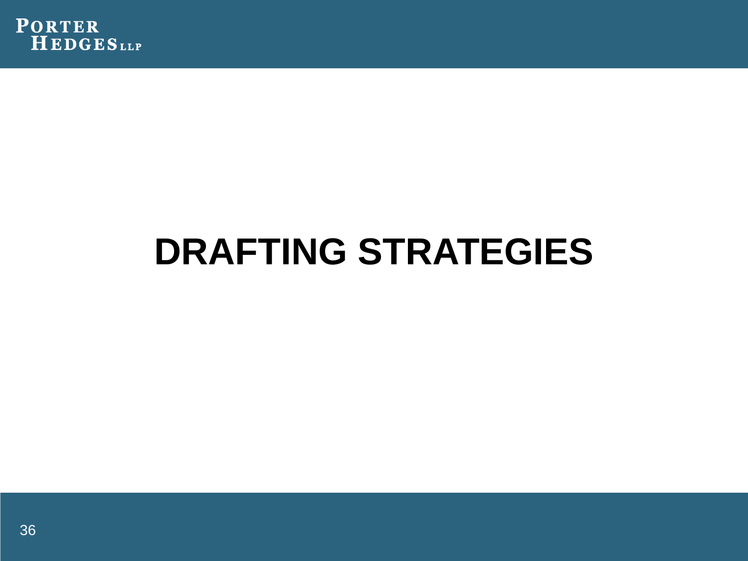# DRAFTING STRATEGIES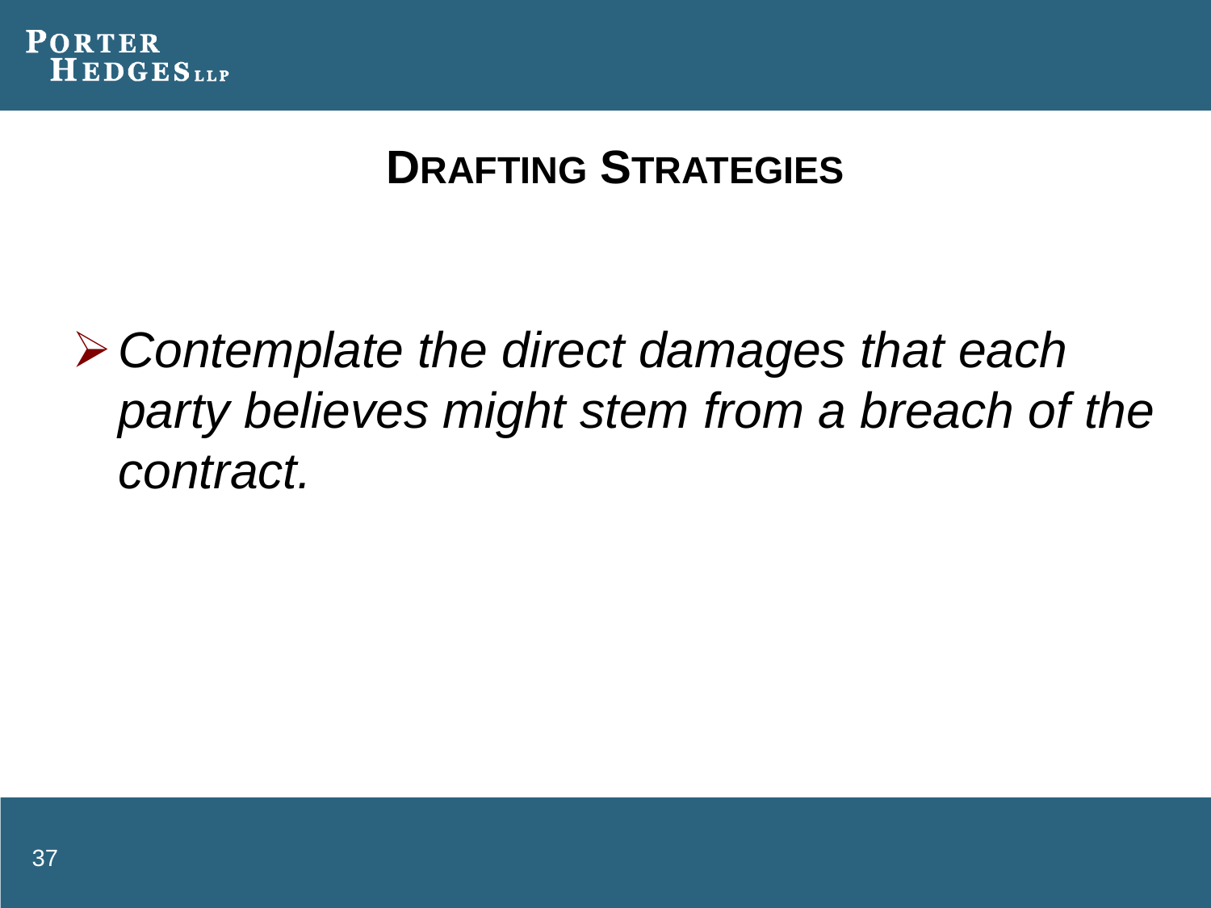## Drafting Strategies

- *Contemplate the direct damages that each party believes might stem from a breach of the contract.*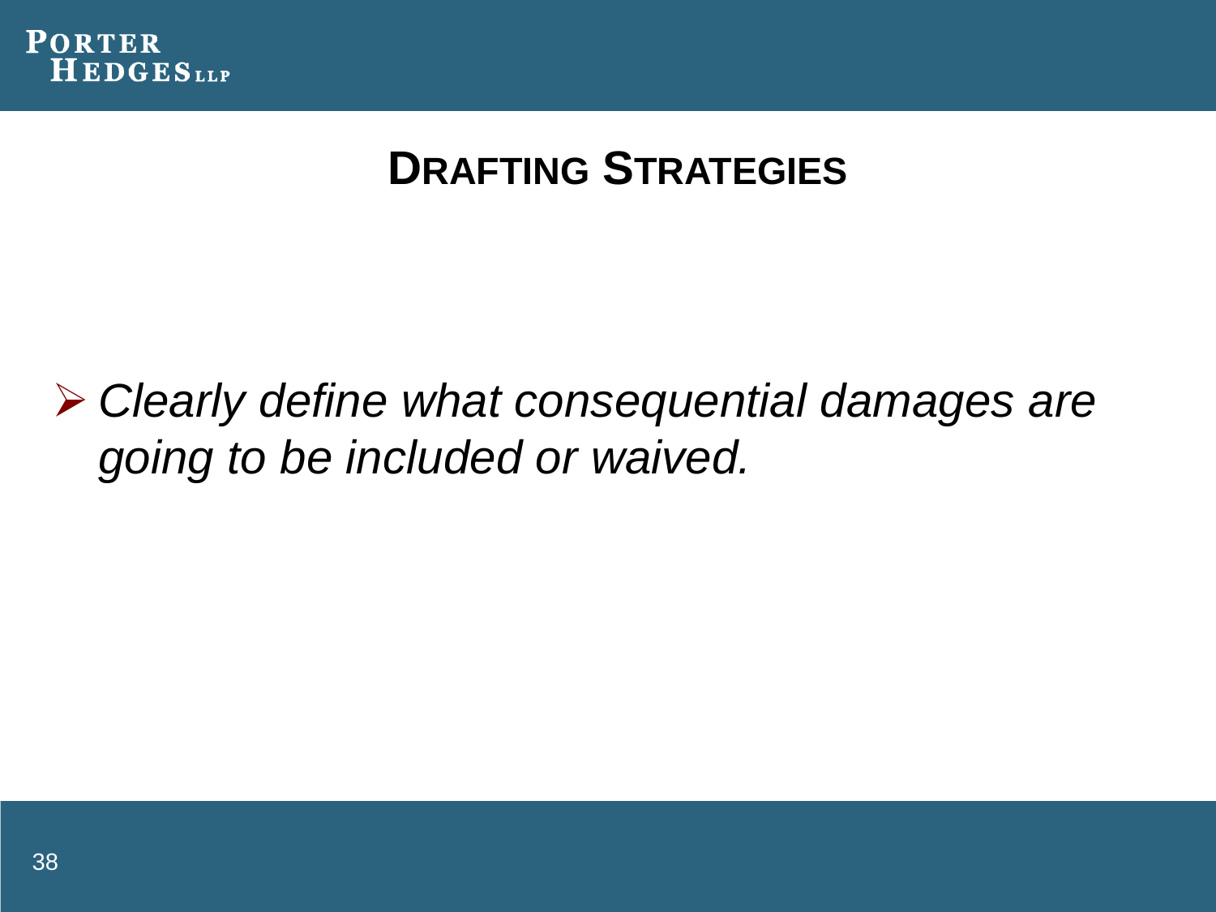## DRAFTING STRATEGIES

- *Clearly define what consequential damages are going to be included or waived.*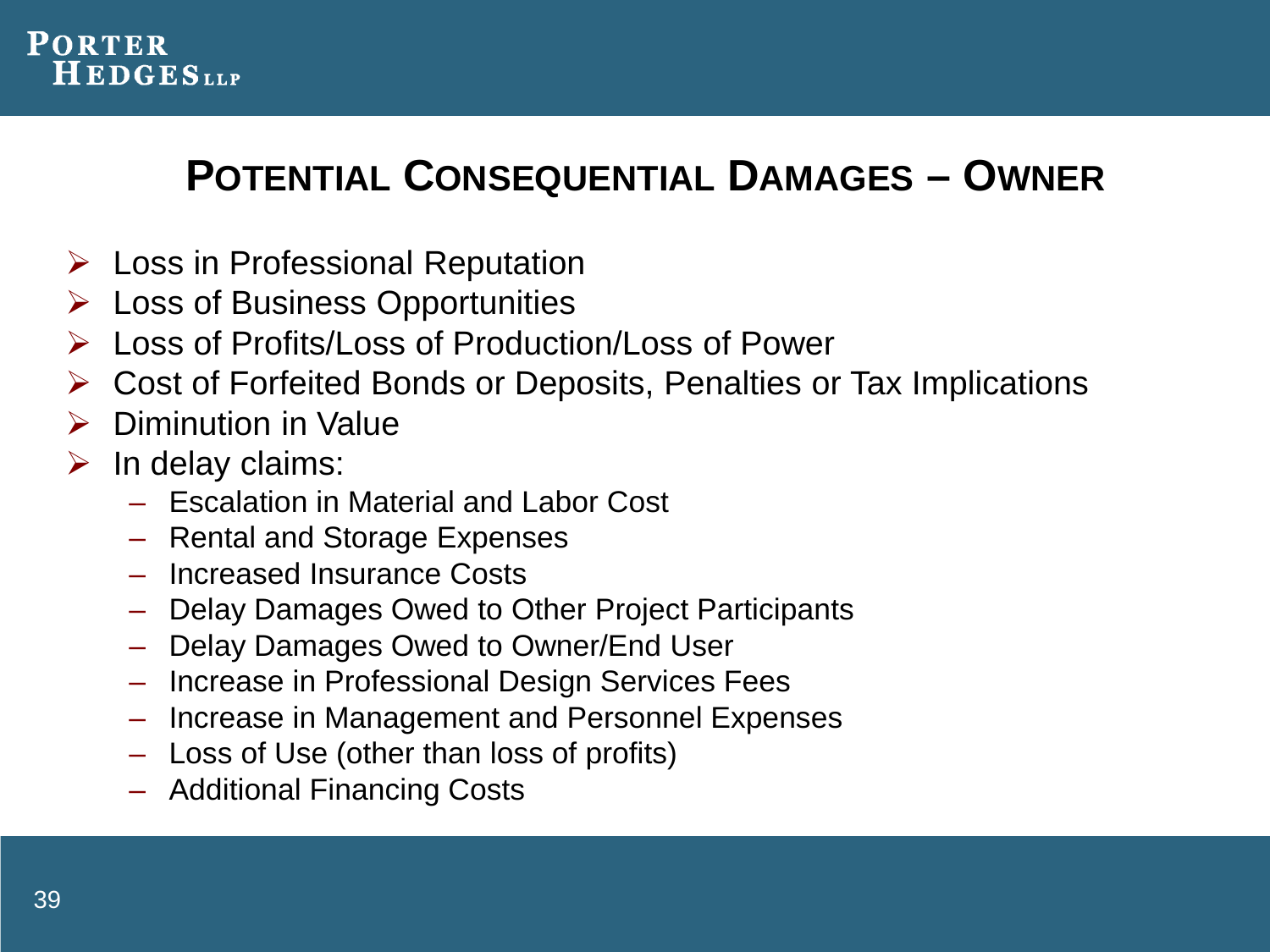## Potential Consequential Damages – Owner

- Loss in Professional Reputation
- Loss of Business Opportunities
- Loss of Profits/Loss of Production/Loss of Power
- Cost of Forfeited Bonds or Deposits, Penalties or Tax Implications
- Diminution in Value
- In delay claims:
  - Escalation in Material and Labor Cost
  - Rental and Storage Expenses
  - Increased Insurance Costs
  - Delay Damages Owed to Other Project Participants
  - Delay Damages Owed to Owner/End User
  - Increase in Professional Design Services Fees
  - Increase in Management and Personnel Expenses
  - Loss of Use (other than loss of profits)
  - Additional Financing Costs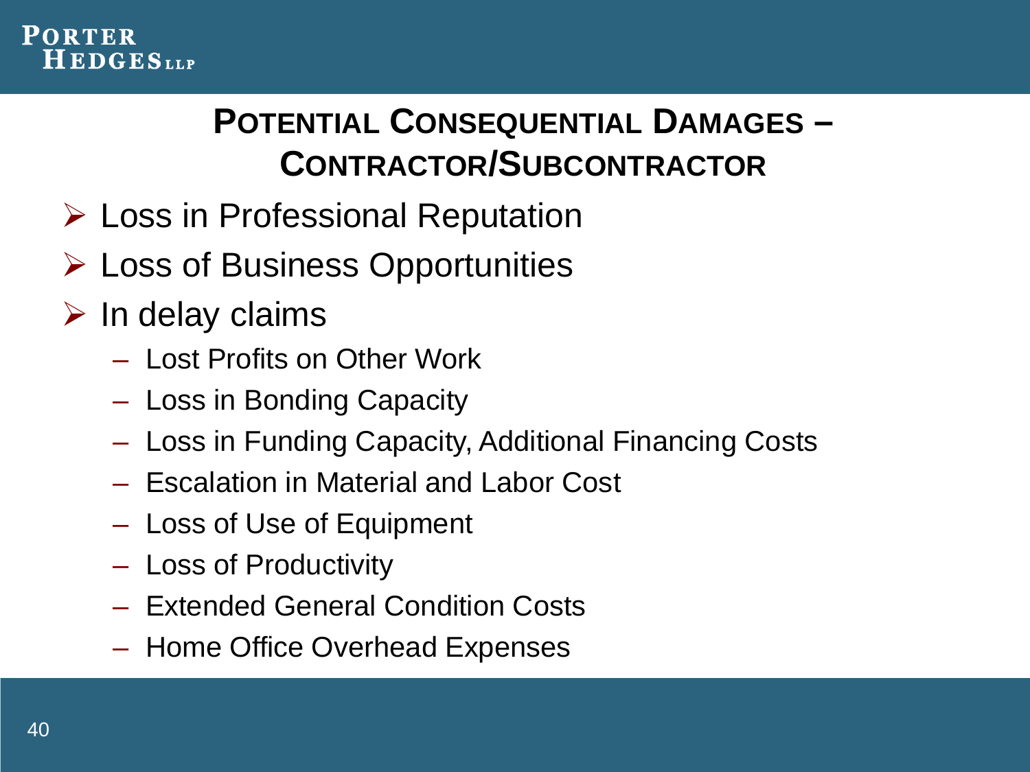## Potential Consequential Damages – Contractor/Subcontractor

- Loss in Professional Reputation
- Loss of Business Opportunities
- In delay claims
  - Lost Profits on Other Work
  - Loss in Bonding Capacity
  - Loss in Funding Capacity, Additional Financing Costs
  - Escalation in Material and Labor Cost
  - Loss of Use of Equipment
  - Loss of Productivity
  - Extended General Condition Costs
  - Home Office Overhead Expenses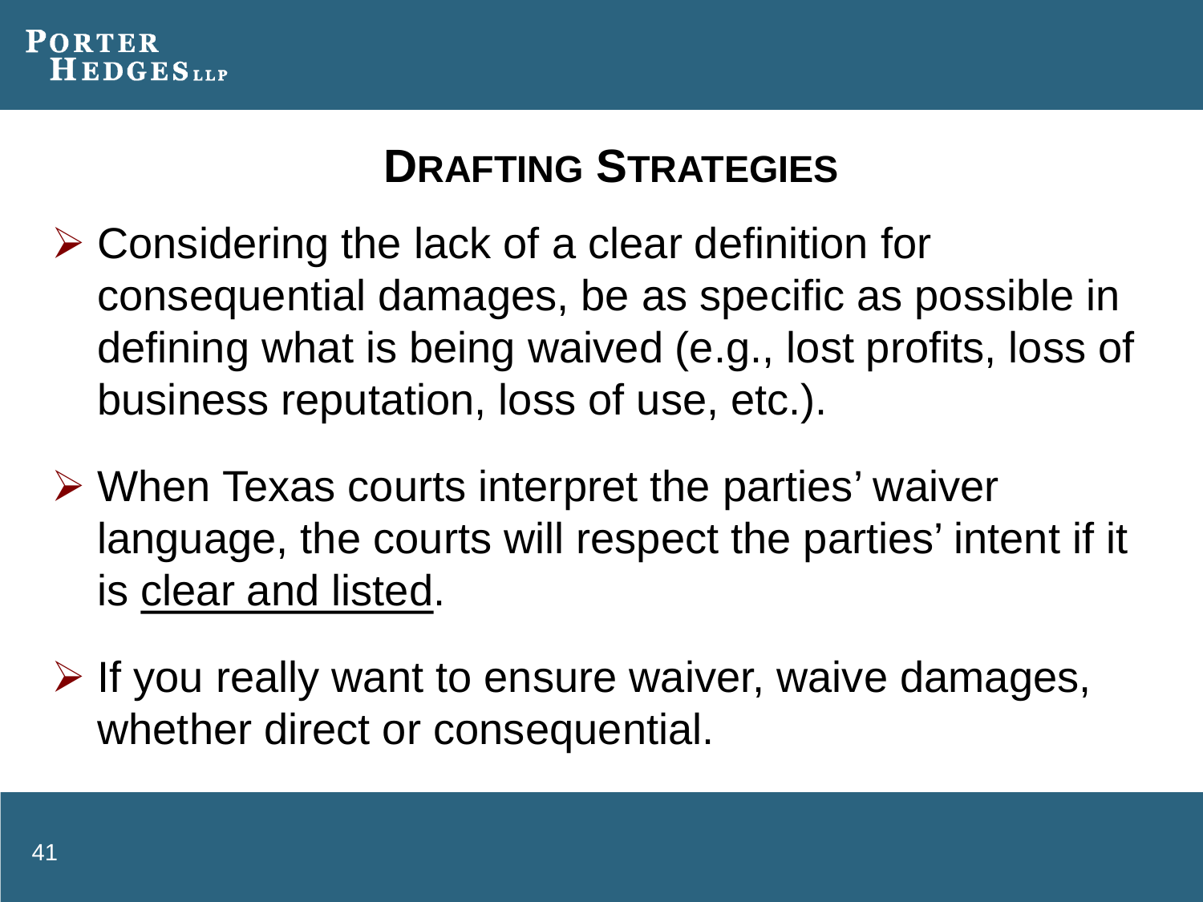## Drafting Strategies

- Considering the lack of a clear definition for consequential damages, be as specific as possible in defining what is being waived (e.g., lost profits, loss of business reputation, loss of use, etc.).
- When Texas courts interpret the parties' waiver language, the courts will respect the parties' intent if it is <u>clear and listed</u>.
- If you really want to ensure waiver, waive damages, whether direct or consequential.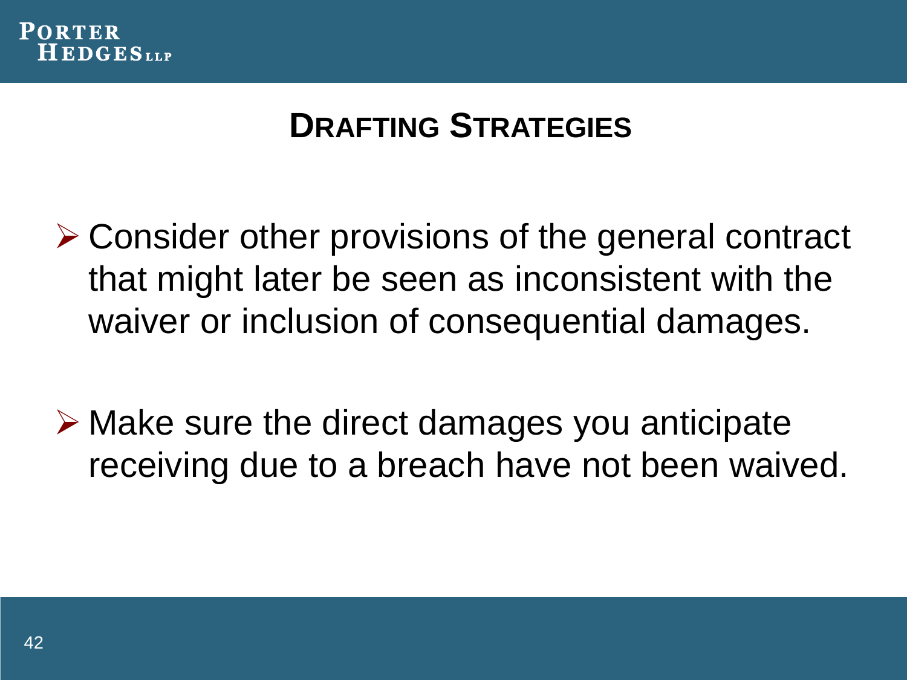# DRAFTING STRATEGIES

- Consider other provisions of the general contract that might later be seen as inconsistent with the waiver or inclusion of consequential damages.

- Make sure the direct damages you anticipate receiving due to a breach have not been waived.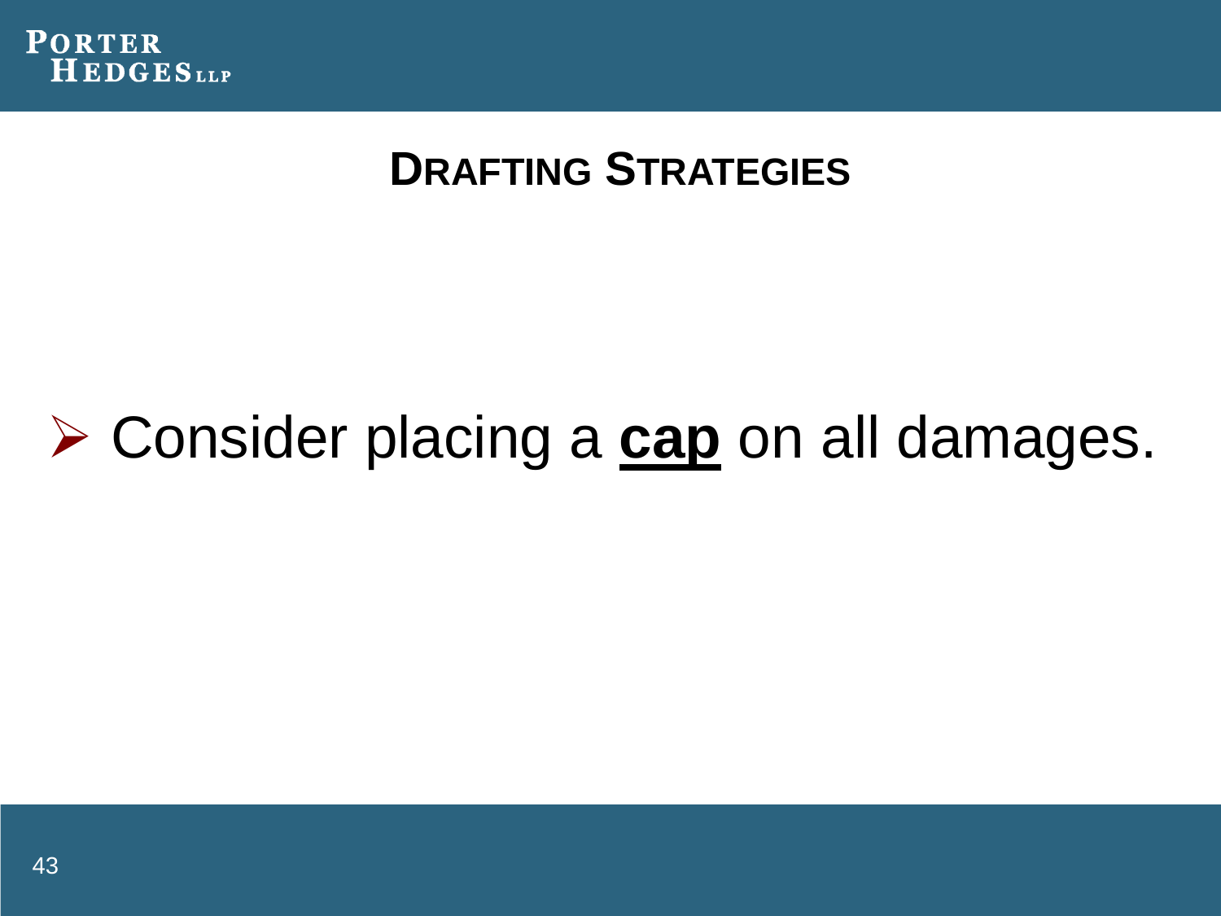## Drafting Strategies

- Consider placing a **<u>cap</u>** on all damages.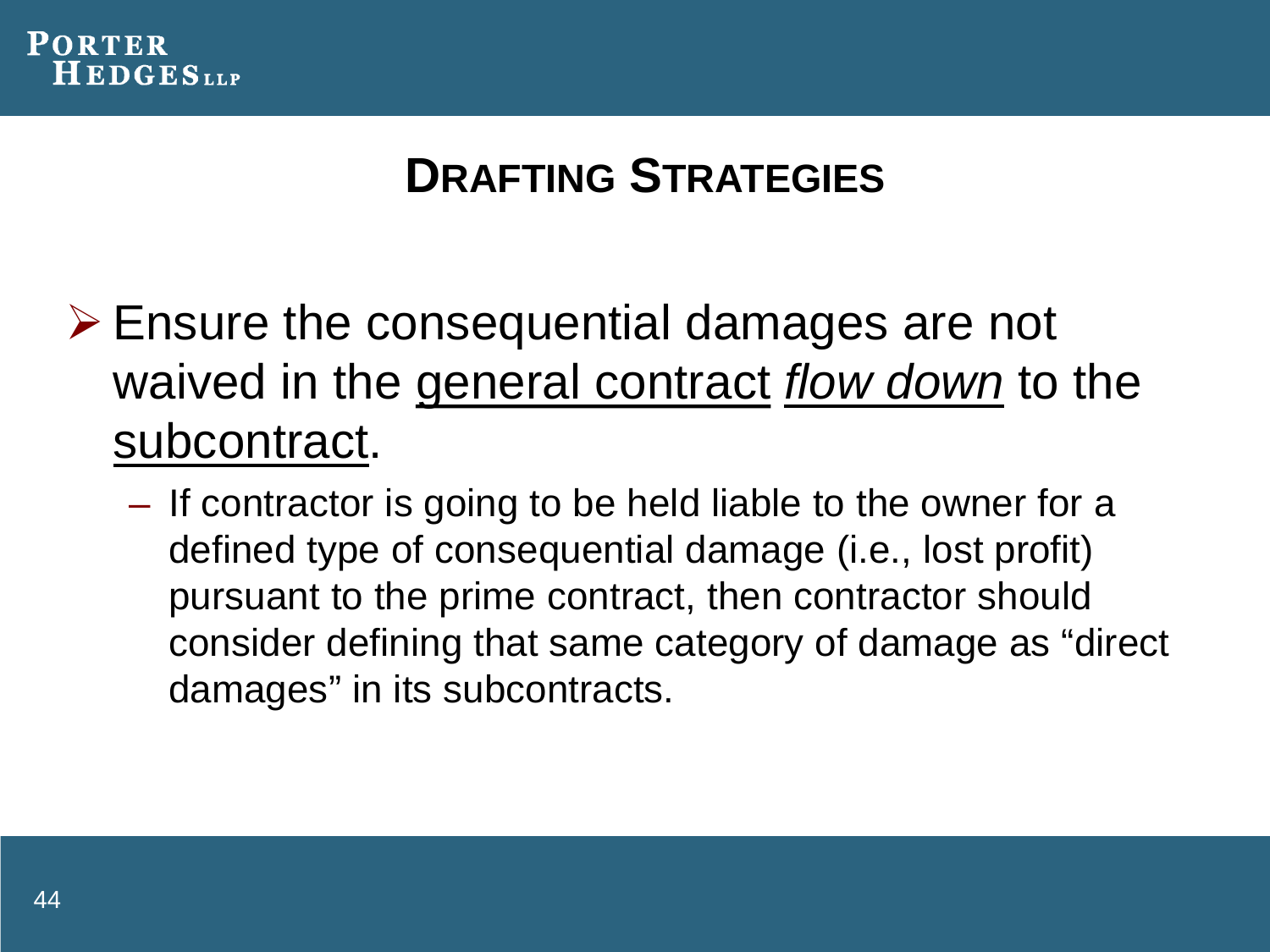## DRAFTING STRATEGIES

- Ensure the consequential damages are not waived in the <u>general contract</u> <u>*flow down*</u> to the <u>subcontract</u>.
  - If contractor is going to be held liable to the owner for a defined type of consequential damage (i.e., lost profit) pursuant to the prime contract, then contractor should consider defining that same category of damage as "direct damages" in its subcontracts.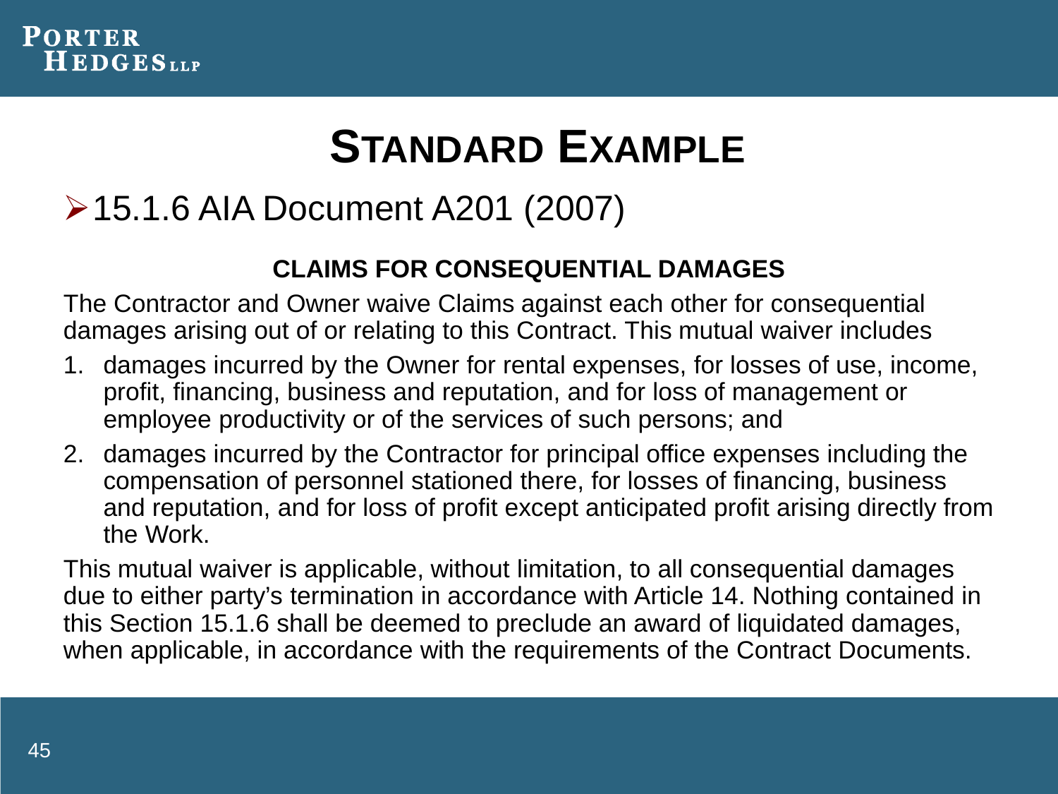# Standard Example

- 15.1.6 AIA Document A201 (2007)

**CLAIMS FOR CONSEQUENTIAL DAMAGES**

The Contractor and Owner waive Claims against each other for consequential damages arising out of or relating to this Contract. This mutual waiver includes

1. damages incurred by the Owner for rental expenses, for losses of use, income, profit, financing, business and reputation, and for loss of management or employee productivity or of the services of such persons; and
2. damages incurred by the Contractor for principal office expenses including the compensation of personnel stationed there, for losses of financing, business and reputation, and for loss of profit except anticipated profit arising directly from the Work.

This mutual waiver is applicable, without limitation, to all consequential damages due to either party's termination in accordance with Article 14. Nothing contained in this Section 15.1.6 shall be deemed to preclude an award of liquidated damages, when applicable, in accordance with the requirements of the Contract Documents.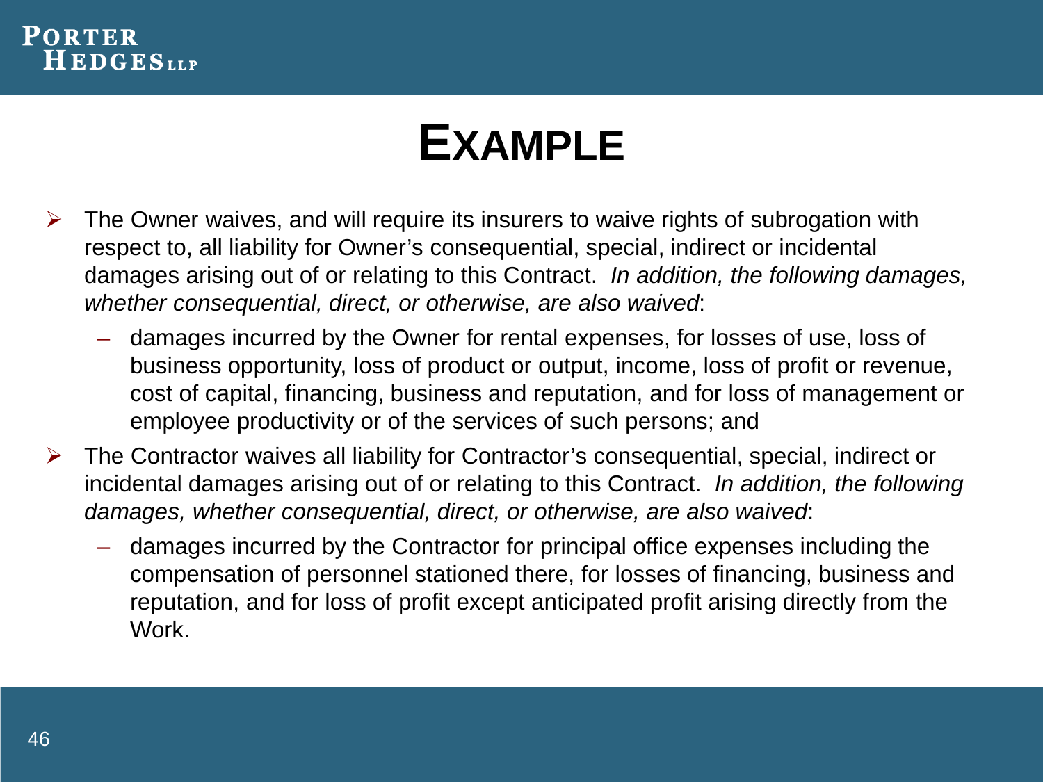# EXAMPLE

- The Owner waives, and will require its insurers to waive rights of subrogation with respect to, all liability for Owner's consequential, special, indirect or incidental damages arising out of or relating to this Contract. *In addition, the following damages, whether consequential, direct, or otherwise, are also waived*:
  - damages incurred by the Owner for rental expenses, for losses of use, loss of business opportunity, loss of product or output, income, loss of profit or revenue, cost of capital, financing, business and reputation, and for loss of management or employee productivity or of the services of such persons; and
- The Contractor waives all liability for Contractor's consequential, special, indirect or incidental damages arising out of or relating to this Contract. *In addition, the following damages, whether consequential, direct, or otherwise, are also waived*:
  - damages incurred by the Contractor for principal office expenses including the compensation of personnel stationed there, for losses of financing, business and reputation, and for loss of profit except anticipated profit arising directly from the Work.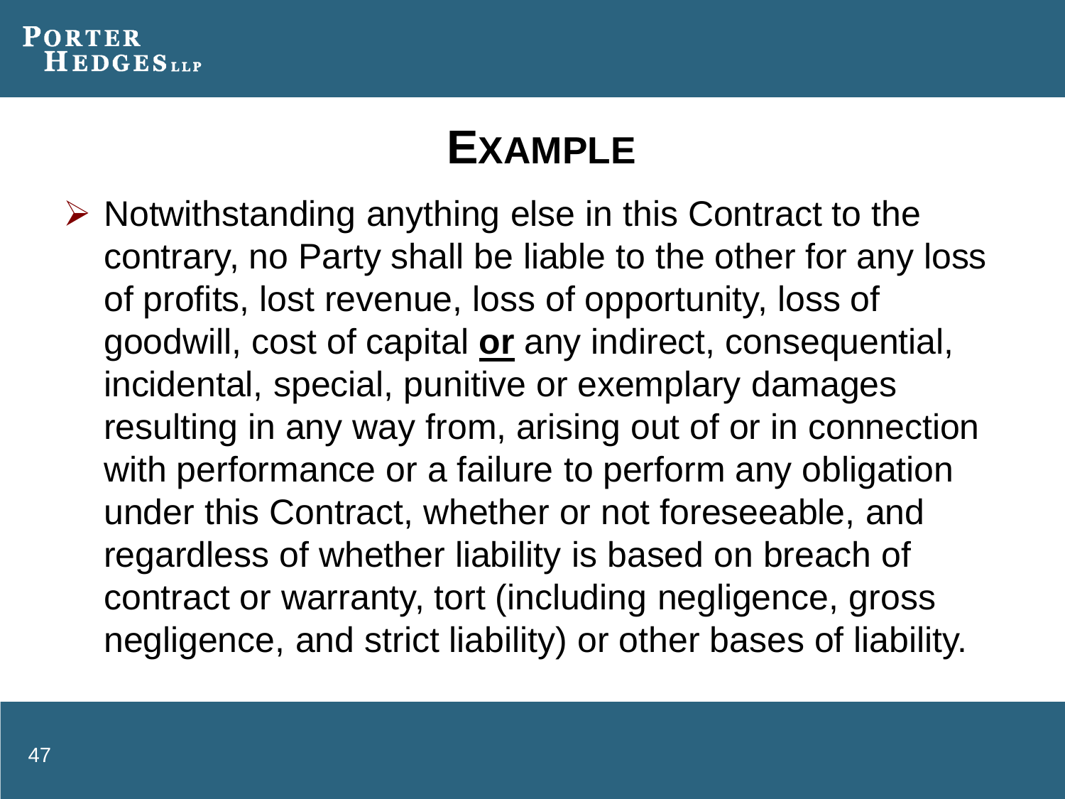# EXAMPLE

- Notwithstanding anything else in this Contract to the contrary, no Party shall be liable to the other for any loss of profits, lost revenue, loss of opportunity, loss of goodwill, cost of capital **<u>or</u>** any indirect, consequential, incidental, special, punitive or exemplary damages resulting in any way from, arising out of or in connection with performance or a failure to perform any obligation under this Contract, whether or not foreseeable, and regardless of whether liability is based on breach of contract or warranty, tort (including negligence, gross negligence, and strict liability) or other bases of liability.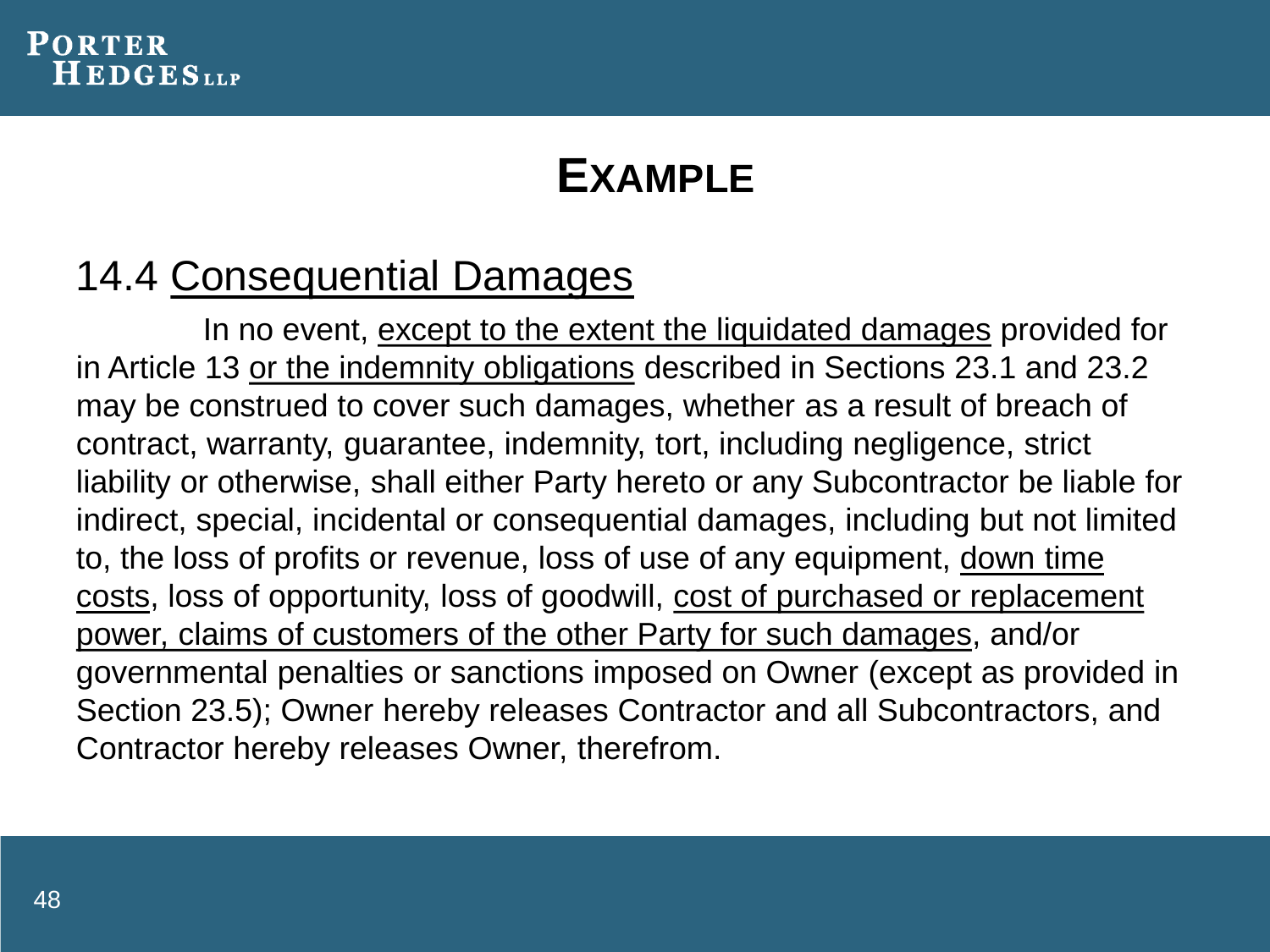# EXAMPLE

## 14.4 Consequential Damages

In no event, except to the extent the liquidated damages provided for in Article 13 or the indemnity obligations described in Sections 23.1 and 23.2 may be construed to cover such damages, whether as a result of breach of contract, warranty, guarantee, indemnity, tort, including negligence, strict liability or otherwise, shall either Party hereto or any Subcontractor be liable for indirect, special, incidental or consequential damages, including but not limited to, the loss of profits or revenue, loss of use of any equipment, down time costs, loss of opportunity, loss of goodwill, cost of purchased or replacement power, claims of customers of the other Party for such damages, and/or governmental penalties or sanctions imposed on Owner (except as provided in Section 23.5); Owner hereby releases Contractor and all Subcontractors, and Contractor hereby releases Owner, therefrom.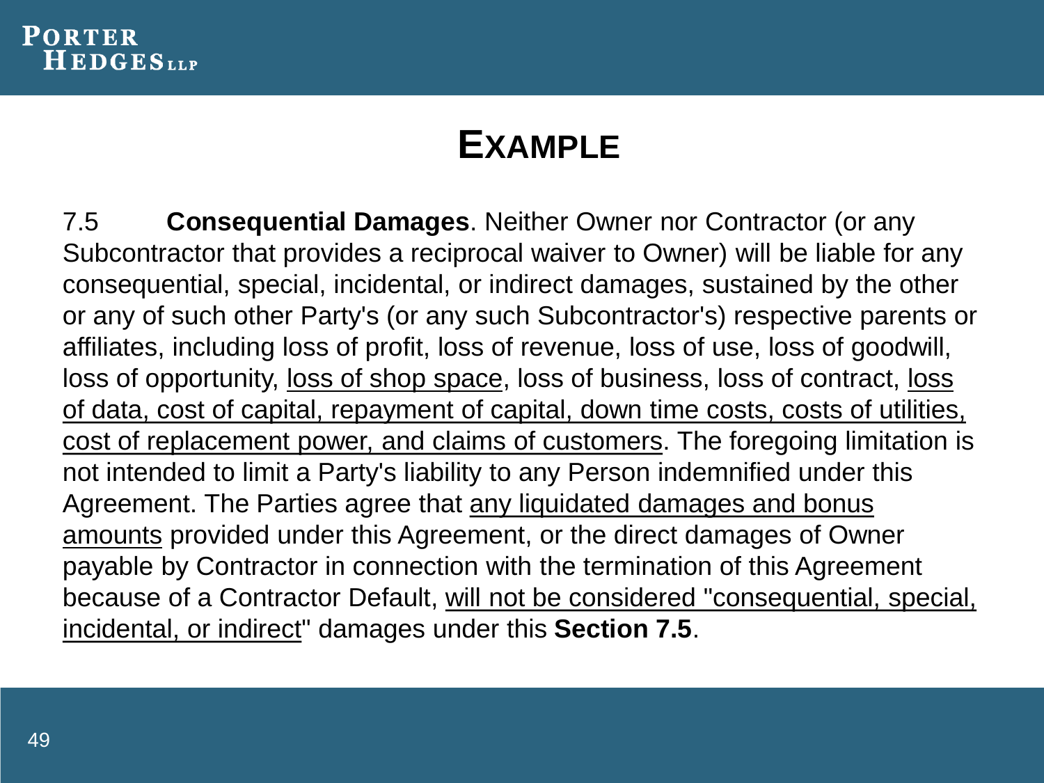# Example

7.5 **Consequential Damages**. Neither Owner nor Contractor (or any Subcontractor that provides a reciprocal waiver to Owner) will be liable for any consequential, special, incidental, or indirect damages, sustained by the other or any of such other Party's (or any such Subcontractor's) respective parents or affiliates, including loss of profit, loss of revenue, loss of use, loss of goodwill, loss of opportunity, <u>loss of shop space</u>, loss of business, loss of contract, <u>loss of data, cost of capital, repayment of capital, down time costs, costs of utilities, cost of replacement power, and claims of customers</u>. The foregoing limitation is not intended to limit a Party's liability to any Person indemnified under this Agreement. The Parties agree that <u>any liquidated damages and bonus amounts</u> provided under this Agreement, or the direct damages of Owner payable by Contractor in connection with the termination of this Agreement because of a Contractor Default, <u>will not be considered "consequential, special, incidental, or indirect</u>" damages under this **Section 7.5**.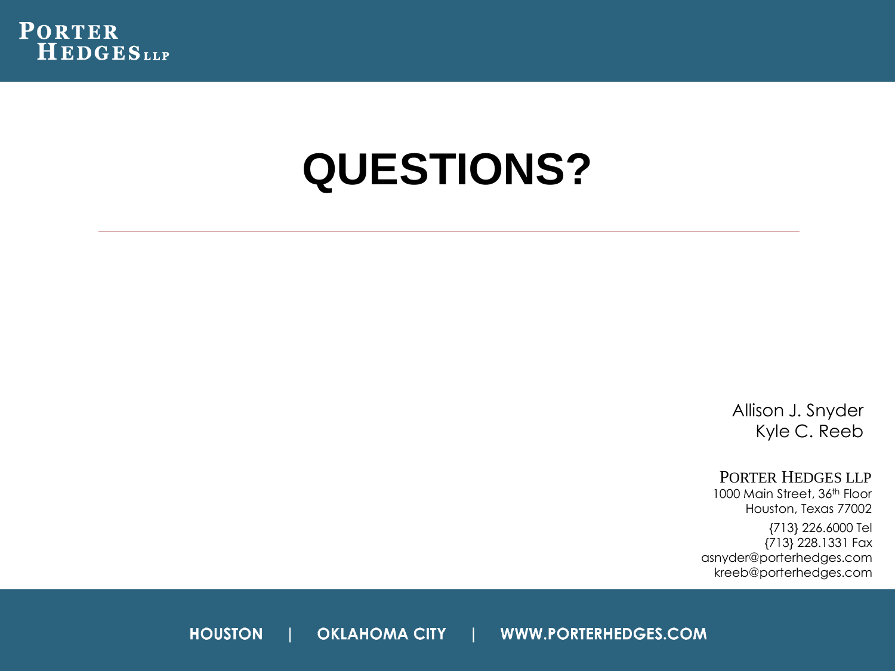# QUESTIONS?

Allison J. Snyder
Kyle C. Reeb

PORTER HEDGES LLP
1000 Main Street, 36th Floor
Houston, Texas 77002

{713} 226.6000 Tel
{713} 228.1331 Fax
asnyder@porterhedges.com
kreeb@porterhedges.com

HOUSTON | OKLAHOMA CITY | WWW.PORTERHEDGES.COM